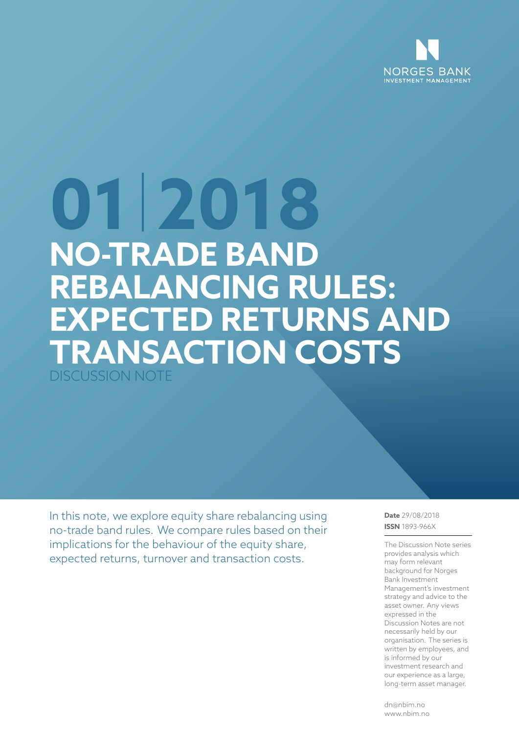NORGES BANK
INVESTMENT MANAGEMENT

# 01 | 2018

# NO-TRADE BAND REBALANCING RULES: EXPECTED RETURNS AND TRANSACTION COSTS

DISCUSSION NOTE

In this note, we explore equity share rebalancing using no-trade band rules. We compare rules based on their implications for the behaviour of the equity share, expected returns, turnover and transaction costs.

**Date** 29/08/2018
**ISSN** 1893-966X

The Discussion Note series provides analysis which may form relevant background for Norges Bank Investment Management's investment strategy and advice to the asset owner. Any views expressed in the Discussion Notes are not necessarily held by our organisation. The series is written by employees, and is informed by our investment research and our experience as a large, long-term asset manager.

dn@nbim.no
www.nbim.no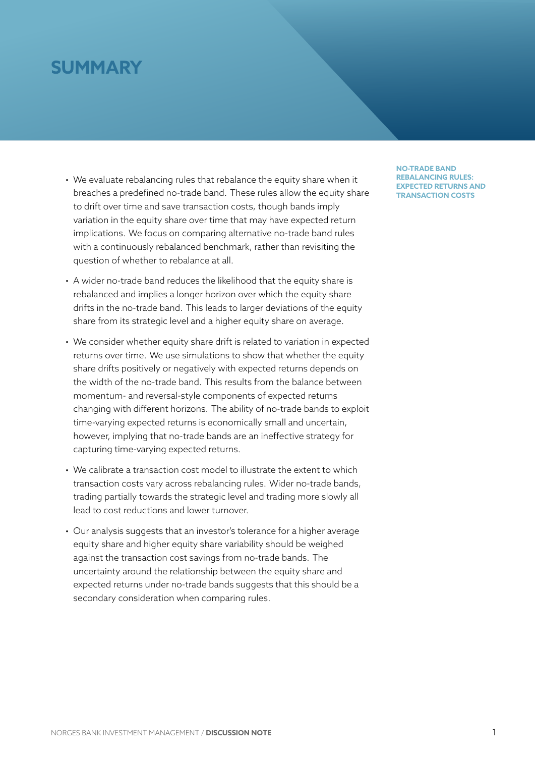# SUMMARY

- We evaluate rebalancing rules that rebalance the equity share when it breaches a predefined no-trade band. These rules allow the equity share to drift over time and save transaction costs, though bands imply variation in the equity share over time that may have expected return implications. We focus on comparing alternative no-trade band rules with a continuously rebalanced benchmark, rather than revisiting the question of whether to rebalance at all.
- A wider no-trade band reduces the likelihood that the equity share is rebalanced and implies a longer horizon over which the equity share drifts in the no-trade band. This leads to larger deviations of the equity share from its strategic level and a higher equity share on average.
- We consider whether equity share drift is related to variation in expected returns over time. We use simulations to show that whether the equity share drifts positively or negatively with expected returns depends on the width of the no-trade band. This results from the balance between momentum- and reversal-style components of expected returns changing with different horizons. The ability of no-trade bands to exploit time-varying expected returns is economically small and uncertain, however, implying that no-trade bands are an ineffective strategy for capturing time-varying expected returns.
- We calibrate a transaction cost model to illustrate the extent to which transaction costs vary across rebalancing rules. Wider no-trade bands, trading partially towards the strategic level and trading more slowly all lead to cost reductions and lower turnover.
- Our analysis suggests that an investor's tolerance for a higher average equity share and higher equity share variability should be weighed against the transaction cost savings from no-trade bands. The uncertainty around the relationship between the equity share and expected returns under no-trade bands suggests that this should be a secondary consideration when comparing rules.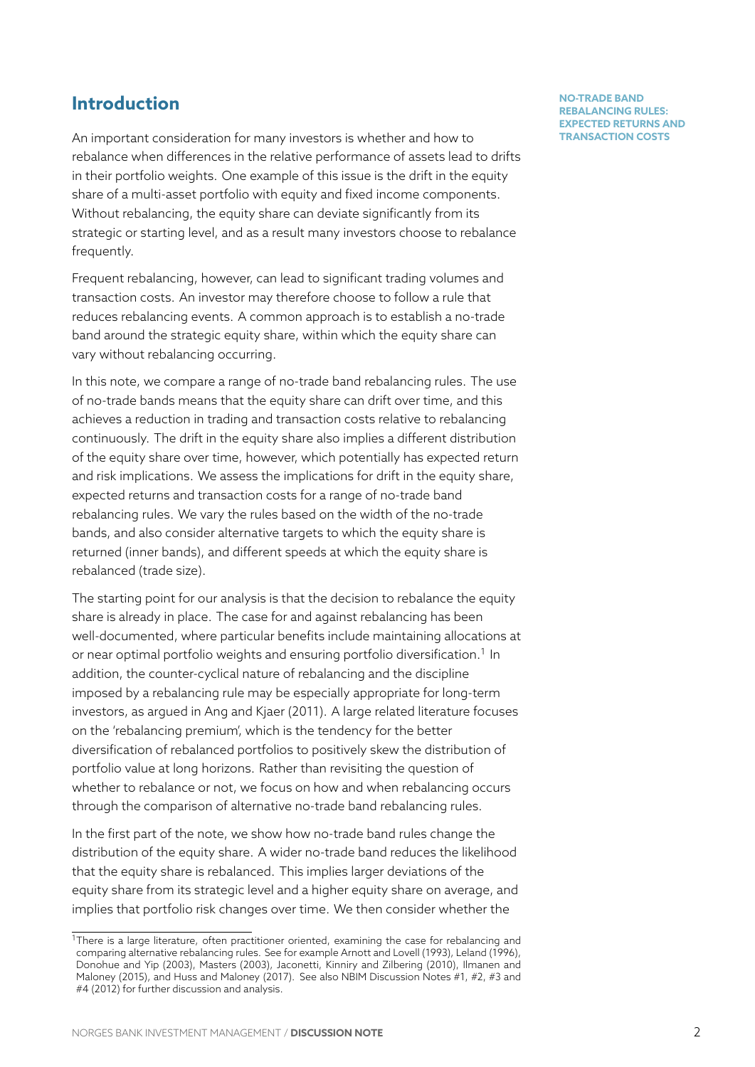## Introduction

An important consideration for many investors is whether and how to rebalance when differences in the relative performance of assets lead to drifts in their portfolio weights. One example of this issue is the drift in the equity share of a multi-asset portfolio with equity and fixed income components. Without rebalancing, the equity share can deviate significantly from its strategic or starting level, and as a result many investors choose to rebalance frequently.

Frequent rebalancing, however, can lead to significant trading volumes and transaction costs. An investor may therefore choose to follow a rule that reduces rebalancing events. A common approach is to establish a no-trade band around the strategic equity share, within which the equity share can vary without rebalancing occurring.

In this note, we compare a range of no-trade band rebalancing rules. The use of no-trade bands means that the equity share can drift over time, and this achieves a reduction in trading and transaction costs relative to rebalancing continuously. The drift in the equity share also implies a different distribution of the equity share over time, however, which potentially has expected return and risk implications. We assess the implications for drift in the equity share, expected returns and transaction costs for a range of no-trade band rebalancing rules. We vary the rules based on the width of the no-trade bands, and also consider alternative targets to which the equity share is returned (inner bands), and different speeds at which the equity share is rebalanced (trade size).

The starting point for our analysis is that the decision to rebalance the equity share is already in place. The case for and against rebalancing has been well-documented, where particular benefits include maintaining allocations at or near optimal portfolio weights and ensuring portfolio diversification.[1] In addition, the counter-cyclical nature of rebalancing and the discipline imposed by a rebalancing rule may be especially appropriate for long-term investors, as argued in Ang and Kjaer (2011). A large related literature focuses on the 'rebalancing premium', which is the tendency for the better diversification of rebalanced portfolios to positively skew the distribution of portfolio value at long horizons. Rather than revisiting the question of whether to rebalance or not, we focus on how and when rebalancing occurs through the comparison of alternative no-trade band rebalancing rules.

In the first part of the note, we show how no-trade band rules change the distribution of the equity share. A wider no-trade band reduces the likelihood that the equity share is rebalanced. This implies larger deviations of the equity share from its strategic level and a higher equity share on average, and implies that portfolio risk changes over time. We then consider whether the

[1] There is a large literature, often practitioner oriented, examining the case for rebalancing and comparing alternative rebalancing rules. See for example Arnott and Lovell (1993), Leland (1996), Donohue and Yip (2003), Masters (2003), Jaconetti, Kinniry and Zilbering (2010), Ilmanen and Maloney (2015), and Huss and Maloney (2017). See also NBIM Discussion Notes #1, #2, #3 and #4 (2012) for further discussion and analysis.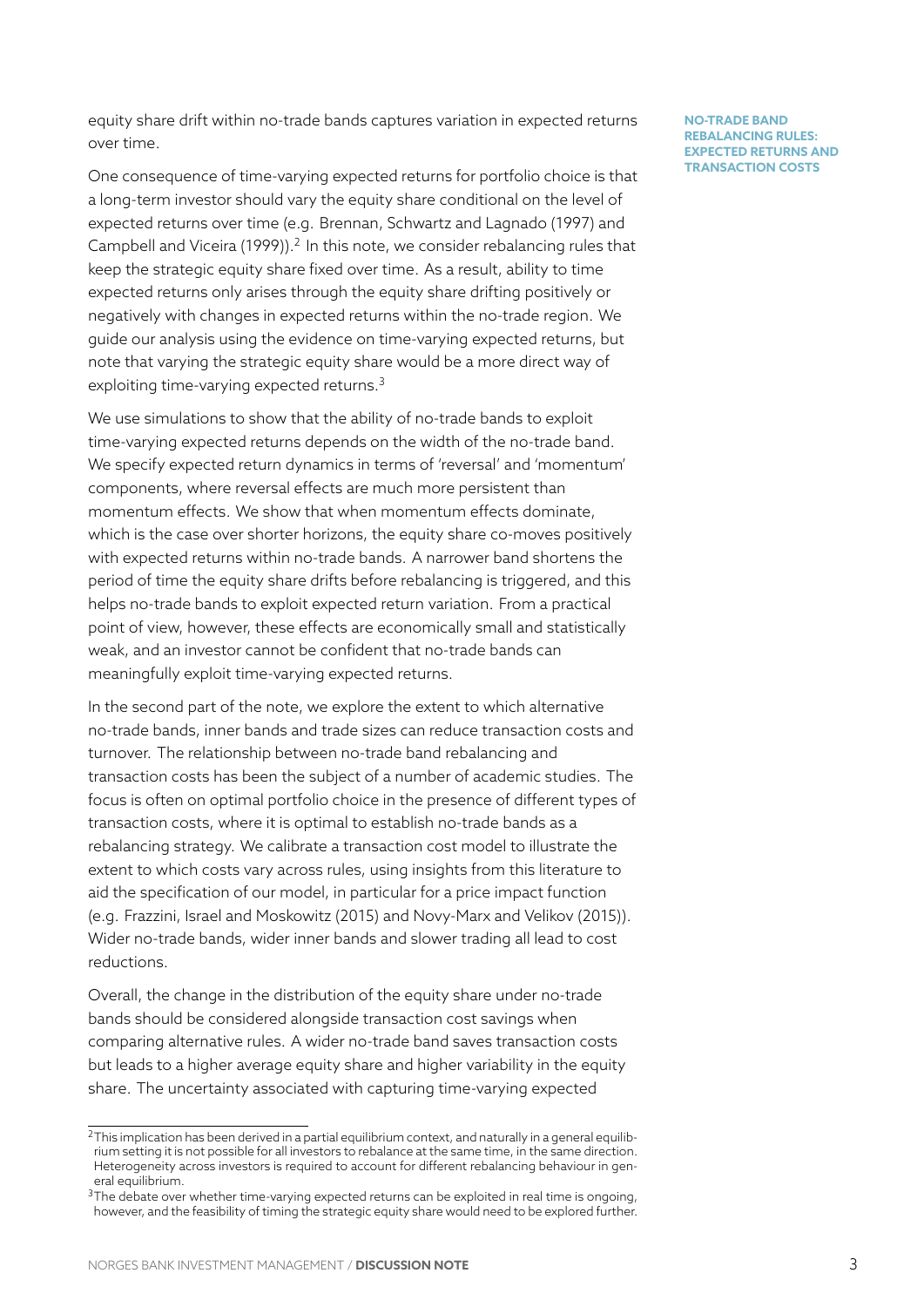equity share drift within no-trade bands captures variation in expected returns over time.

One consequence of time-varying expected returns for portfolio choice is that a long-term investor should vary the equity share conditional on the level of expected returns over time (e.g. Brennan, Schwartz and Lagnado (1997) and Campbell and Viceira (1999)).[2] In this note, we consider rebalancing rules that keep the strategic equity share fixed over time. As a result, ability to time expected returns only arises through the equity share drifting positively or negatively with changes in expected returns within the no-trade region. We guide our analysis using the evidence on time-varying expected returns, but note that varying the strategic equity share would be a more direct way of exploiting time-varying expected returns.[3]

We use simulations to show that the ability of no-trade bands to exploit time-varying expected returns depends on the width of the no-trade band. We specify expected return dynamics in terms of 'reversal' and 'momentum' components, where reversal effects are much more persistent than momentum effects. We show that when momentum effects dominate, which is the case over shorter horizons, the equity share co-moves positively with expected returns within no-trade bands. A narrower band shortens the period of time the equity share drifts before rebalancing is triggered, and this helps no-trade bands to exploit expected return variation. From a practical point of view, however, these effects are economically small and statistically weak, and an investor cannot be confident that no-trade bands can meaningfully exploit time-varying expected returns.

In the second part of the note, we explore the extent to which alternative no-trade bands, inner bands and trade sizes can reduce transaction costs and turnover. The relationship between no-trade band rebalancing and transaction costs has been the subject of a number of academic studies. The focus is often on optimal portfolio choice in the presence of different types of transaction costs, where it is optimal to establish no-trade bands as a rebalancing strategy. We calibrate a transaction cost model to illustrate the extent to which costs vary across rules, using insights from this literature to aid the specification of our model, in particular for a price impact function (e.g. Frazzini, Israel and Moskowitz (2015) and Novy-Marx and Velikov (2015)). Wider no-trade bands, wider inner bands and slower trading all lead to cost reductions.

Overall, the change in the distribution of the equity share under no-trade bands should be considered alongside transaction cost savings when comparing alternative rules. A wider no-trade band saves transaction costs but leads to a higher average equity share and higher variability in the equity share. The uncertainty associated with capturing time-varying expected

[2] This implication has been derived in a partial equilibrium context, and naturally in a general equilibrium setting it is not possible for all investors to rebalance at the same time, in the same direction. Heterogeneity across investors is required to account for different rebalancing behaviour in general equilibrium.

[3] The debate over whether time-varying expected returns can be exploited in real time is ongoing, however, and the feasibility of timing the strategic equity share would need to be explored further.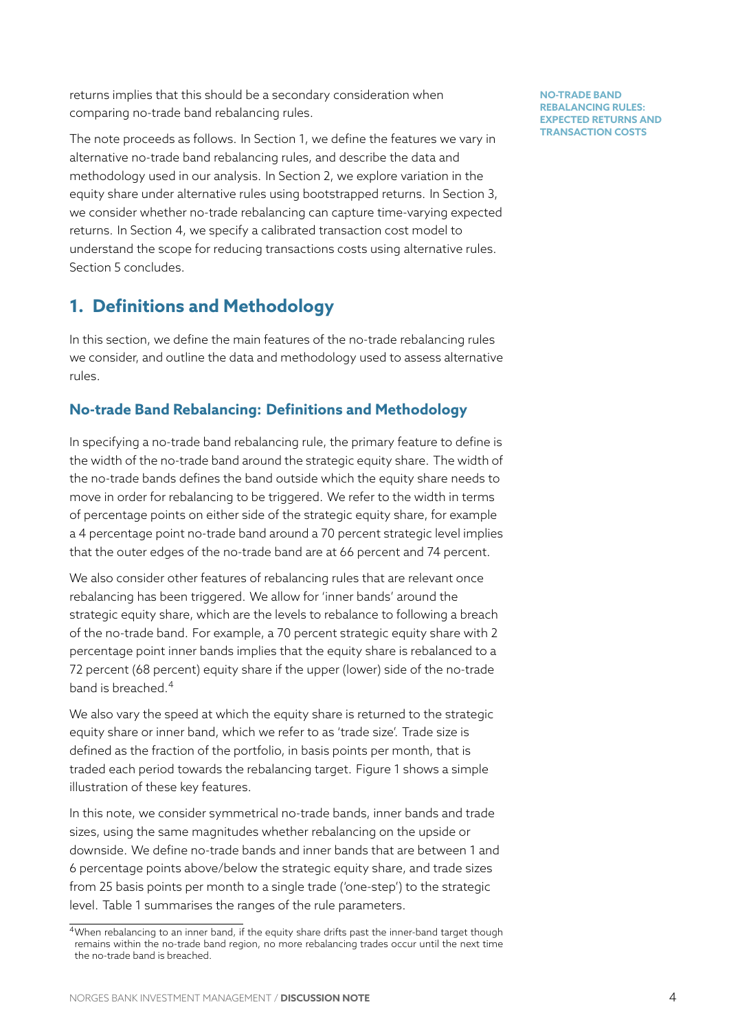returns implies that this should be a secondary consideration when comparing no-trade band rebalancing rules.

The note proceeds as follows. In Section 1, we define the features we vary in alternative no-trade band rebalancing rules, and describe the data and methodology used in our analysis. In Section 2, we explore variation in the equity share under alternative rules using bootstrapped returns. In Section 3, we consider whether no-trade rebalancing can capture time-varying expected returns. In Section 4, we specify a calibrated transaction cost model to understand the scope for reducing transactions costs using alternative rules. Section 5 concludes.

## 1. Definitions and Methodology

In this section, we define the main features of the no-trade rebalancing rules we consider, and outline the data and methodology used to assess alternative rules.

### No-trade Band Rebalancing: Definitions and Methodology

In specifying a no-trade band rebalancing rule, the primary feature to define is the width of the no-trade band around the strategic equity share. The width of the no-trade bands defines the band outside which the equity share needs to move in order for rebalancing to be triggered. We refer to the width in terms of percentage points on either side of the strategic equity share, for example a 4 percentage point no-trade band around a 70 percent strategic level implies that the outer edges of the no-trade band are at 66 percent and 74 percent.

We also consider other features of rebalancing rules that are relevant once rebalancing has been triggered. We allow for 'inner bands' around the strategic equity share, which are the levels to rebalance to following a breach of the no-trade band. For example, a 70 percent strategic equity share with 2 percentage point inner bands implies that the equity share is rebalanced to a 72 percent (68 percent) equity share if the upper (lower) side of the no-trade band is breached.[4]

We also vary the speed at which the equity share is returned to the strategic equity share or inner band, which we refer to as 'trade size'. Trade size is defined as the fraction of the portfolio, in basis points per month, that is traded each period towards the rebalancing target. Figure 1 shows a simple illustration of these key features.

In this note, we consider symmetrical no-trade bands, inner bands and trade sizes, using the same magnitudes whether rebalancing on the upside or downside. We define no-trade bands and inner bands that are between 1 and 6 percentage points above/below the strategic equity share, and trade sizes from 25 basis points per month to a single trade ('one-step') to the strategic level. Table 1 summarises the ranges of the rule parameters.

[4] When rebalancing to an inner band, if the equity share drifts past the inner-band target though remains within the no-trade band region, no more rebalancing trades occur until the next time the no-trade band is breached.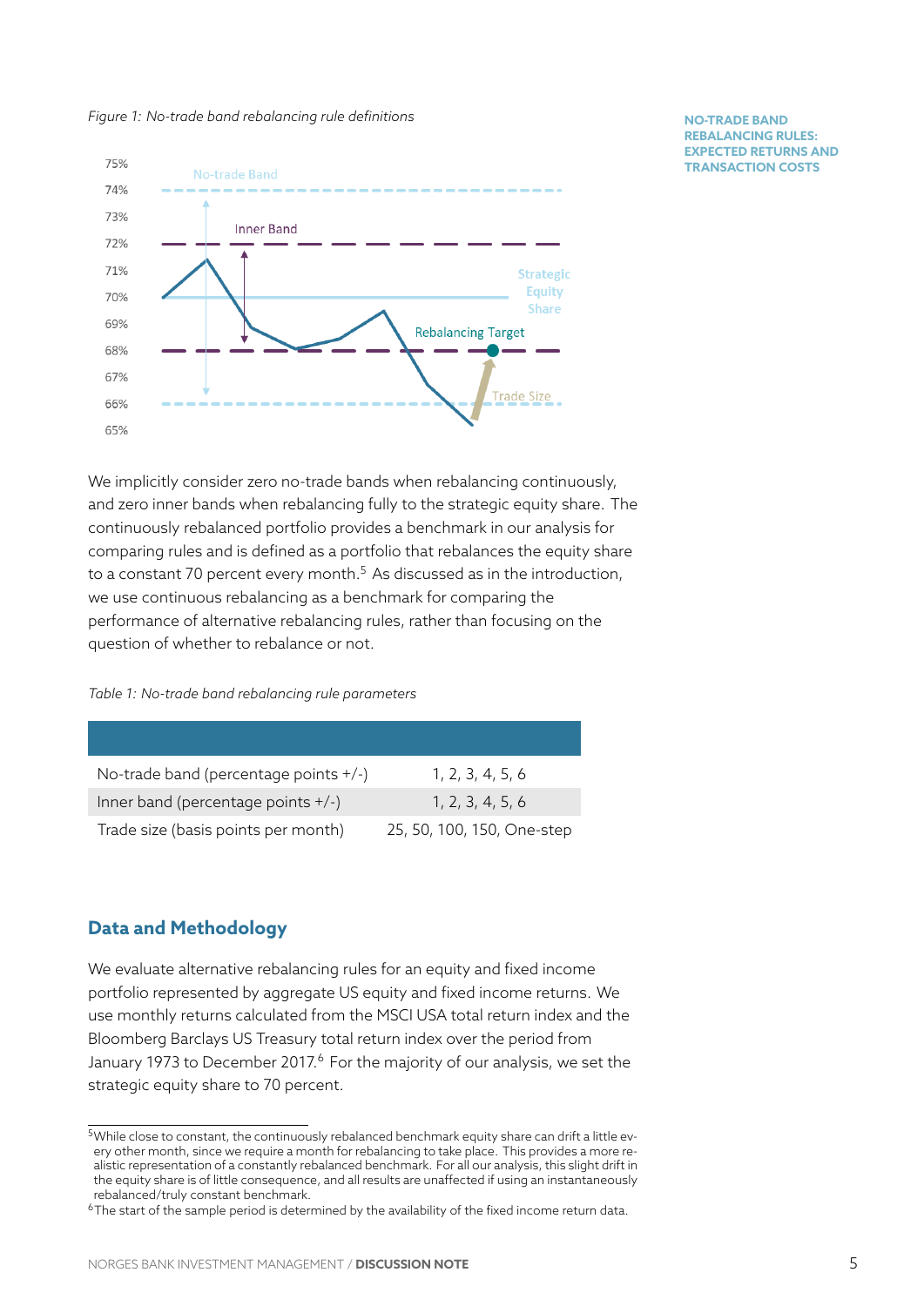*Figure 1: No-trade band rebalancing rule definitions*

We implicitly consider zero no-trade bands when rebalancing continuously, and zero inner bands when rebalancing fully to the strategic equity share. The continuously rebalanced portfolio provides a benchmark in our analysis for comparing rules and is defined as a portfolio that rebalances the equity share to a constant 70 percent every month.[5] As discussed as in the introduction, we use continuous rebalancing as a benchmark for comparing the performance of alternative rebalancing rules, rather than focusing on the question of whether to rebalance or not.

*Table 1: No-trade band rebalancing rule parameters*

| | |
|---|---|
| No-trade band (percentage points +/-) | 1, 2, 3, 4, 5, 6 |
| Inner band (percentage points +/-) | 1, 2, 3, 4, 5, 6 |
| Trade size (basis points per month) | 25, 50, 100, 150, One-step |

## Data and Methodology

We evaluate alternative rebalancing rules for an equity and fixed income portfolio represented by aggregate US equity and fixed income returns. We use monthly returns calculated from the MSCI USA total return index and the Bloomberg Barclays US Treasury total return index over the period from January 1973 to December 2017.[6] For the majority of our analysis, we set the strategic equity share to 70 percent.

[5] While close to constant, the continuously rebalanced benchmark equity share can drift a little every other month, since we require a month for rebalancing to take place. This provides a more realistic representation of a constantly rebalanced benchmark. For all our analysis, this slight drift in the equity share is of little consequence, and all results are unaffected if using an instantaneously rebalanced/truly constant benchmark.

[6] The start of the sample period is determined by the availability of the fixed income return data.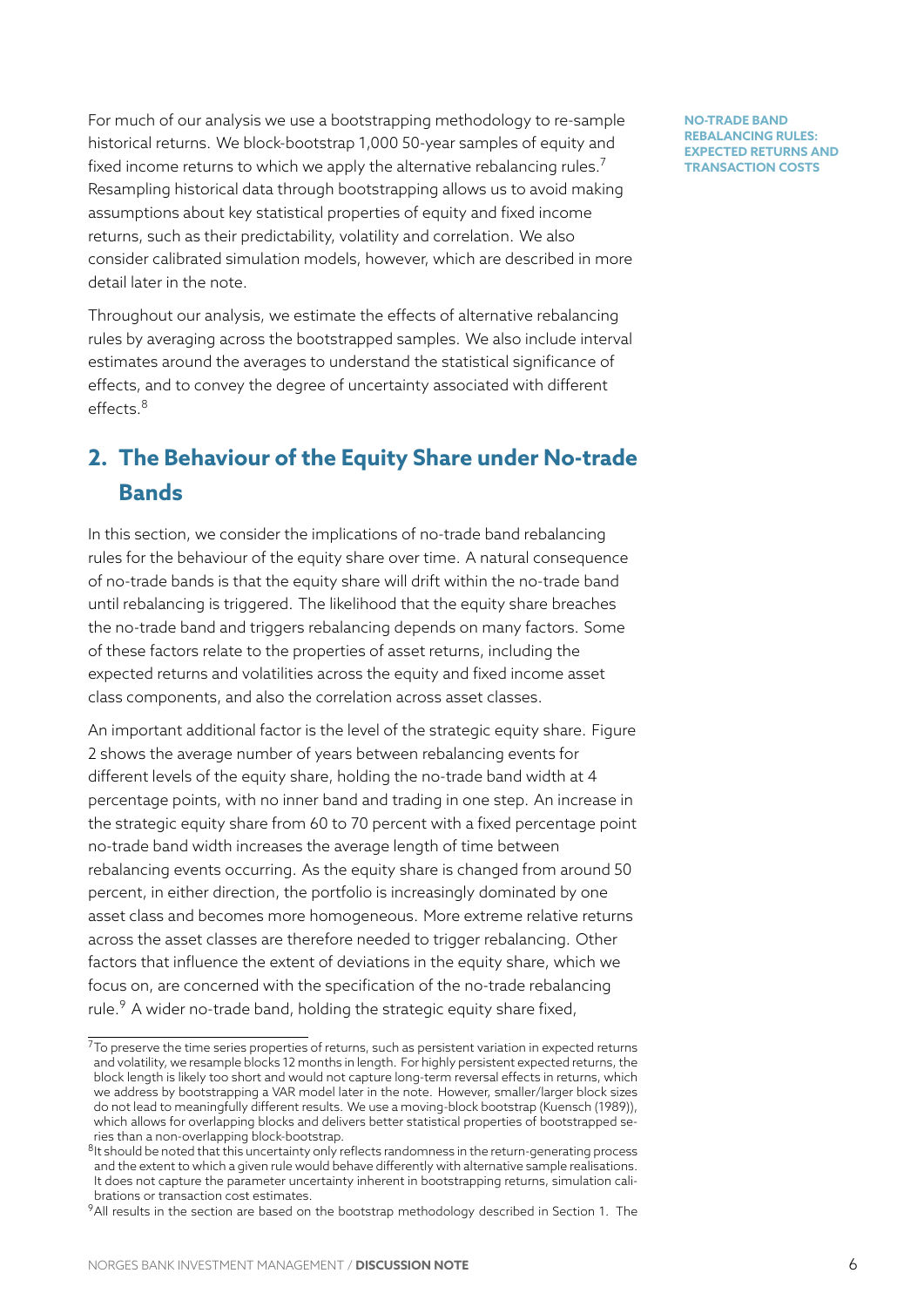For much of our analysis we use a bootstrapping methodology to re-sample historical returns. We block-bootstrap 1,000 50-year samples of equity and fixed income returns to which we apply the alternative rebalancing rules.[7] Resampling historical data through bootstrapping allows us to avoid making assumptions about key statistical properties of equity and fixed income returns, such as their predictability, volatility and correlation. We also consider calibrated simulation models, however, which are described in more detail later in the note.

Throughout our analysis, we estimate the effects of alternative rebalancing rules by averaging across the bootstrapped samples. We also include interval estimates around the averages to understand the statistical significance of effects, and to convey the degree of uncertainty associated with different effects.[8]

## 2. The Behaviour of the Equity Share under No-trade Bands

In this section, we consider the implications of no-trade band rebalancing rules for the behaviour of the equity share over time. A natural consequence of no-trade bands is that the equity share will drift within the no-trade band until rebalancing is triggered. The likelihood that the equity share breaches the no-trade band and triggers rebalancing depends on many factors. Some of these factors relate to the properties of asset returns, including the expected returns and volatilities across the equity and fixed income asset class components, and also the correlation across asset classes.

An important additional factor is the level of the strategic equity share. Figure 2 shows the average number of years between rebalancing events for different levels of the equity share, holding the no-trade band width at 4 percentage points, with no inner band and trading in one step. An increase in the strategic equity share from 60 to 70 percent with a fixed percentage point no-trade band width increases the average length of time between rebalancing events occurring. As the equity share is changed from around 50 percent, in either direction, the portfolio is increasingly dominated by one asset class and becomes more homogeneous. More extreme relative returns across the asset classes are therefore needed to trigger rebalancing. Other factors that influence the extent of deviations in the equity share, which we focus on, are concerned with the specification of the no-trade rebalancing rule.[9] A wider no-trade band, holding the strategic equity share fixed,

---

[7] To preserve the time series properties of returns, such as persistent variation in expected returns and volatility, we resample blocks 12 months in length. For highly persistent expected returns, the block length is likely too short and would not capture long-term reversal effects in returns, which we address by bootstrapping a VAR model later in the note. However, smaller/larger block sizes do not lead to meaningfully different results. We use a moving-block bootstrap (Kuensch (1989)), which allows for overlapping blocks and delivers better statistical properties of bootstrapped series than a non-overlapping block-bootstrap.

[8] It should be noted that this uncertainty only reflects randomness in the return-generating process and the extent to which a given rule would behave differently with alternative sample realisations. It does not capture the parameter uncertainty inherent in bootstrapping returns, simulation calibrations or transaction cost estimates.

[9] All results in the section are based on the bootstrap methodology described in Section 1. The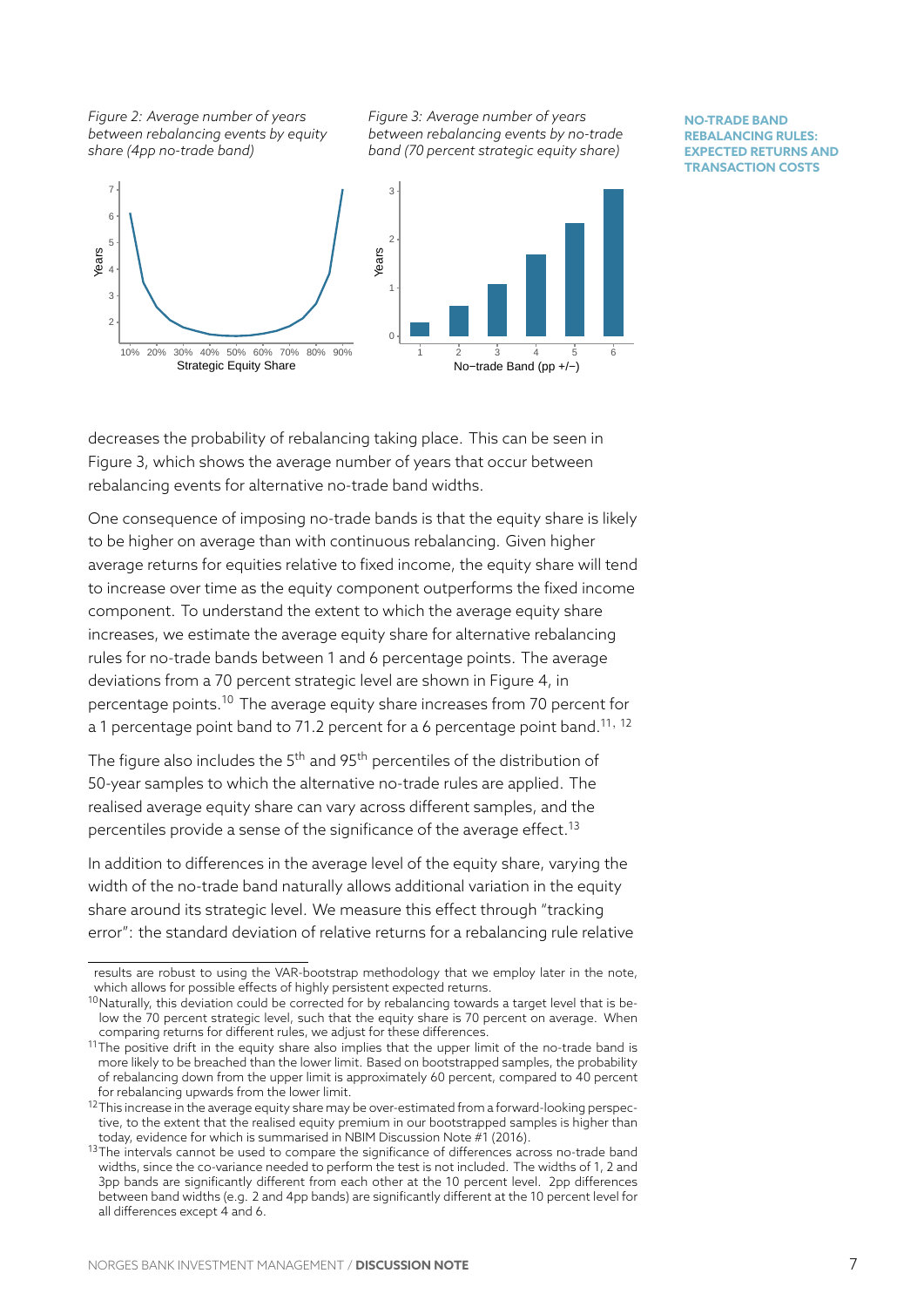*Figure 2: Average number of years between rebalancing events by equity share (4pp no-trade band)*

*Figure 3: Average number of years between rebalancing events by no-trade band (70 percent strategic equity share)*

**NO-TRADE BAND REBALANCING RULES: EXPECTED RETURNS AND TRANSACTION COSTS**

decreases the probability of rebalancing taking place. This can be seen in Figure 3, which shows the average number of years that occur between rebalancing events for alternative no-trade band widths.

One consequence of imposing no-trade bands is that the equity share is likely to be higher on average than with continuous rebalancing. Given higher average returns for equities relative to fixed income, the equity share will tend to increase over time as the equity component outperforms the fixed income component. To understand the extent to which the average equity share increases, we estimate the average equity share for alternative rebalancing rules for no-trade bands between 1 and 6 percentage points. The average deviations from a 70 percent strategic level are shown in Figure 4, in percentage points.[10] The average equity share increases from 70 percent for a 1 percentage point band to 71.2 percent for a 6 percentage point band.[11, 12]

The figure also includes the 5th and 95th percentiles of the distribution of 50-year samples to which the alternative no-trade rules are applied. The realised average equity share can vary across different samples, and the percentiles provide a sense of the significance of the average effect.[13]

In addition to differences in the average level of the equity share, varying the width of the no-trade band naturally allows additional variation in the equity share around its strategic level. We measure this effect through "tracking error": the standard deviation of relative returns for a rebalancing rule relative

---

results are robust to using the VAR-bootstrap methodology that we employ later in the note, which allows for possible effects of highly persistent expected returns.

[10] Naturally, this deviation could be corrected for by rebalancing towards a target level that is below the 70 percent strategic level, such that the equity share is 70 percent on average. When comparing returns for different rules, we adjust for these differences.

[11] The positive drift in the equity share also implies that the upper limit of the no-trade band is more likely to be breached than the lower limit. Based on bootstrapped samples, the probability of rebalancing down from the upper limit is approximately 60 percent, compared to 40 percent for rebalancing upwards from the lower limit.

[12] This increase in the average equity share may be over-estimated from a forward-looking perspective, to the extent that the realised equity premium in our bootstrapped samples is higher than today, evidence for which is summarised in NBIM Discussion Note #1 (2016).

[13] The intervals cannot be used to compare the significance of differences across no-trade band widths, since the co-variance needed to perform the test is not included. The widths of 1, 2 and 3pp bands are significantly different from each other at the 10 percent level. 2pp differences between band widths (e.g. 2 and 4pp bands) are significantly different at the 10 percent level for all differences except 4 and 6.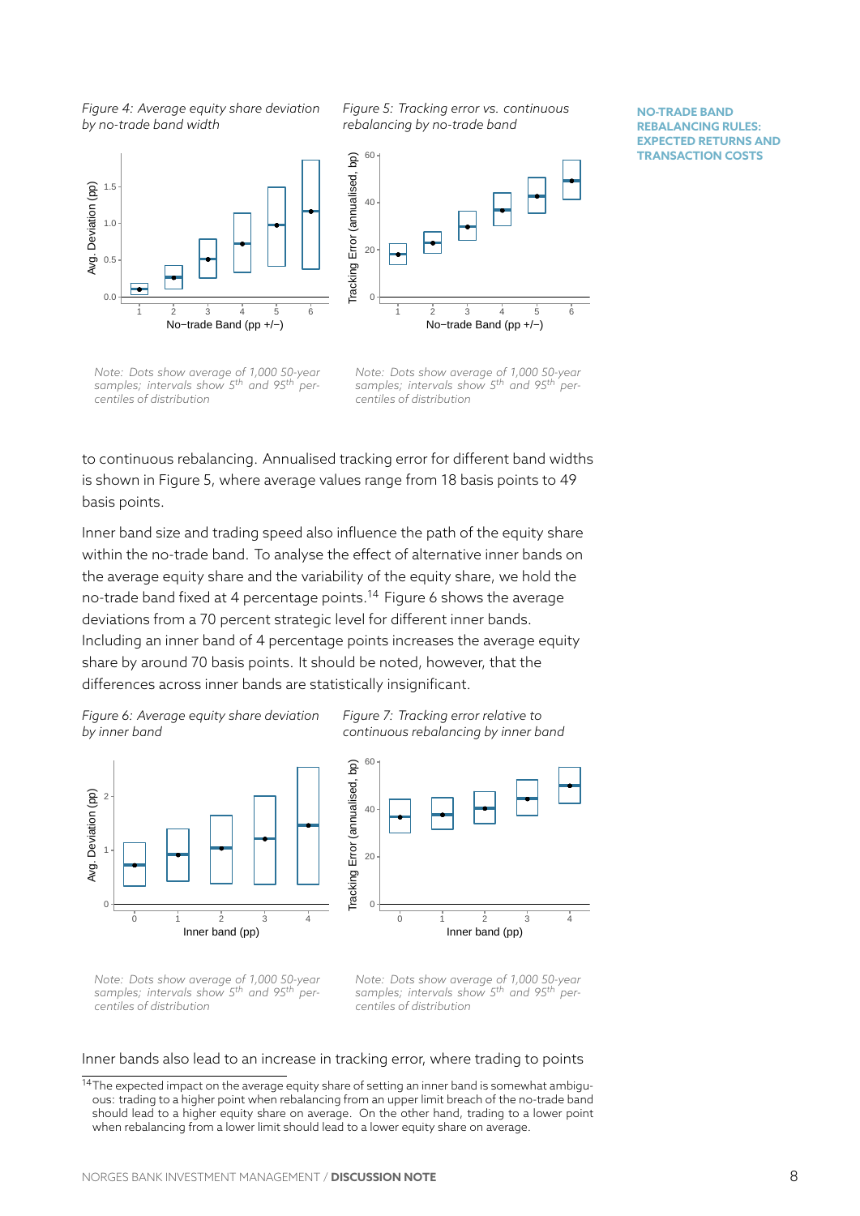*Figure 4: Average equity share deviation by no-trade band width*

*Note: Dots show average of 1,000 50-year samples; intervals show 5th and 95th percentiles of distribution*

*Figure 5: Tracking error vs. continuous rebalancing by no-trade band*

*Note: Dots show average of 1,000 50-year samples; intervals show 5th and 95th percentiles of distribution*

**NO-TRADE BAND REBALANCING RULES: EXPECTED RETURNS AND TRANSACTION COSTS**

to continuous rebalancing. Annualised tracking error for different band widths is shown in Figure 5, where average values range from 18 basis points to 49 basis points.

Inner band size and trading speed also influence the path of the equity share within the no-trade band. To analyse the effect of alternative inner bands on the average equity share and the variability of the equity share, we hold the no-trade band fixed at 4 percentage points.[14] Figure 6 shows the average deviations from a 70 percent strategic level for different inner bands. Including an inner band of 4 percentage points increases the average equity share by around 70 basis points. It should be noted, however, that the differences across inner bands are statistically insignificant.

*Figure 6: Average equity share deviation by inner band*

*Note: Dots show average of 1,000 50-year samples; intervals show 5th and 95th percentiles of distribution*

*Figure 7: Tracking error relative to continuous rebalancing by inner band*

*Note: Dots show average of 1,000 50-year samples; intervals show 5th and 95th percentiles of distribution*

Inner bands also lead to an increase in tracking error, where trading to points

[14] The expected impact on the average equity share of setting an inner band is somewhat ambiguous: trading to a higher point when rebalancing from an upper limit breach of the no-trade band should lead to a higher equity share on average. On the other hand, trading to a lower point when rebalancing from a lower limit should lead to a lower equity share on average.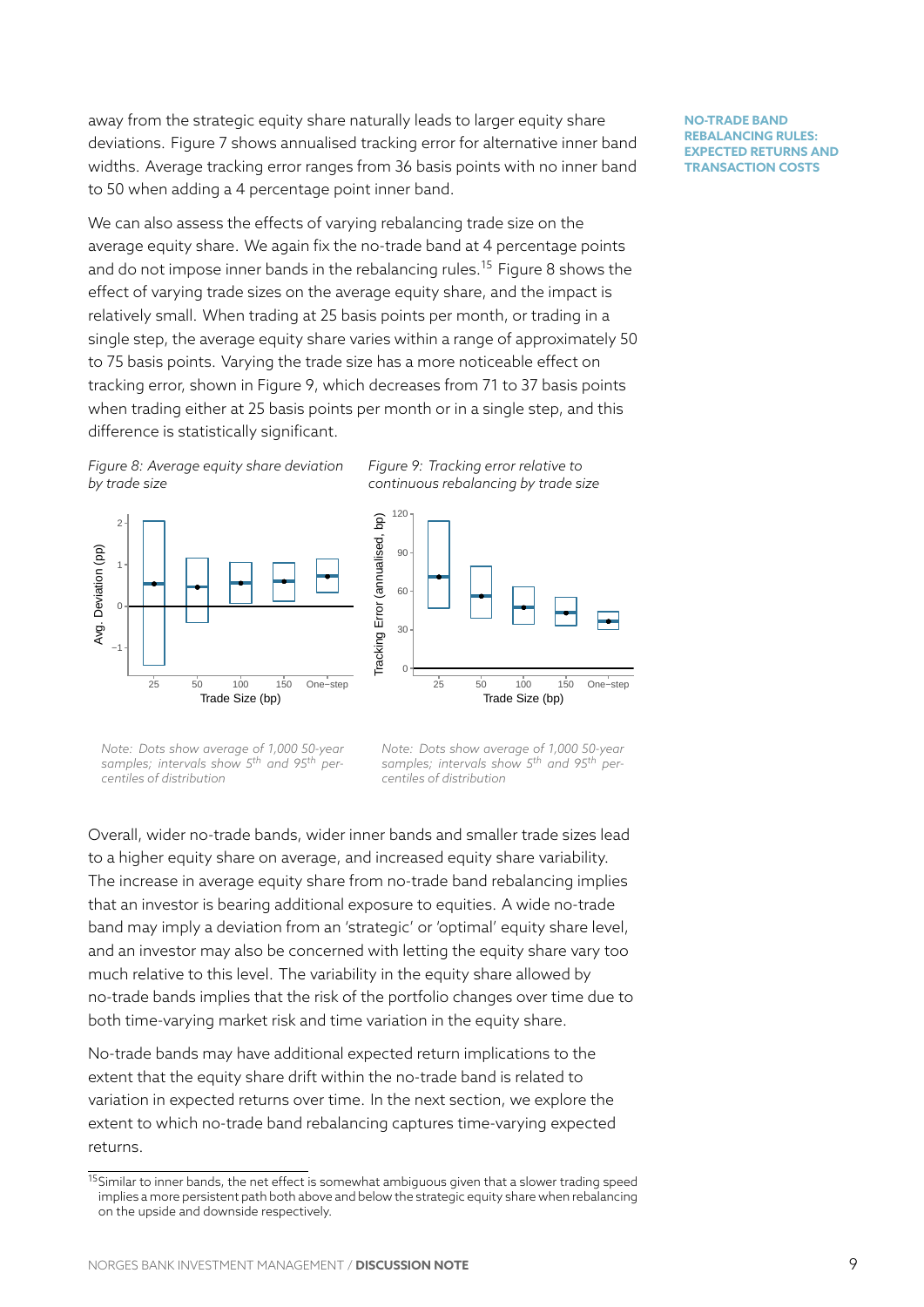away from the strategic equity share naturally leads to larger equity share deviations. Figure 7 shows annualised tracking error for alternative inner band widths. Average tracking error ranges from 36 basis points with no inner band to 50 when adding a 4 percentage point inner band.

We can also assess the effects of varying rebalancing trade size on the average equity share. We again fix the no-trade band at 4 percentage points and do not impose inner bands in the rebalancing rules.[15] Figure 8 shows the effect of varying trade sizes on the average equity share, and the impact is relatively small. When trading at 25 basis points per month, or trading in a single step, the average equity share varies within a range of approximately 50 to 75 basis points. Varying the trade size has a more noticeable effect on tracking error, shown in Figure 9, which decreases from 71 to 37 basis points when trading either at 25 basis points per month or in a single step, and this difference is statistically significant.

*Figure 8: Average equity share deviation by trade size*

*Note: Dots show average of 1,000 50-year samples; intervals show 5th and 95th percentiles of distribution*

*Figure 9: Tracking error relative to continuous rebalancing by trade size*

*Note: Dots show average of 1,000 50-year samples; intervals show 5th and 95th percentiles of distribution*

Overall, wider no-trade bands, wider inner bands and smaller trade sizes lead to a higher equity share on average, and increased equity share variability. The increase in average equity share from no-trade band rebalancing implies that an investor is bearing additional exposure to equities. A wide no-trade band may imply a deviation from an 'strategic' or 'optimal' equity share level, and an investor may also be concerned with letting the equity share vary too much relative to this level. The variability in the equity share allowed by no-trade bands implies that the risk of the portfolio changes over time due to both time-varying market risk and time variation in the equity share.

No-trade bands may have additional expected return implications to the extent that the equity share drift within the no-trade band is related to variation in expected returns over time. In the next section, we explore the extent to which no-trade band rebalancing captures time-varying expected returns.

[15] Similar to inner bands, the net effect is somewhat ambiguous given that a slower trading speed implies a more persistent path both above and below the strategic equity share when rebalancing on the upside and downside respectively.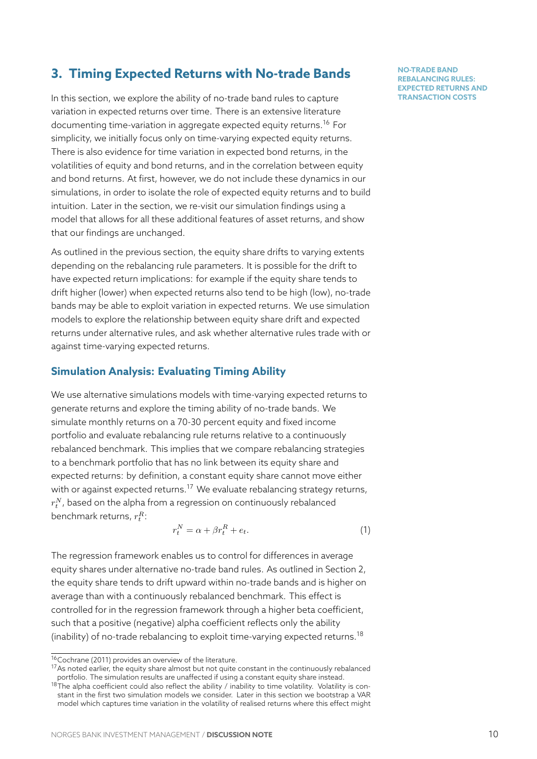## 3. Timing Expected Returns with No-trade Bands

In this section, we explore the ability of no-trade band rules to capture variation in expected returns over time. There is an extensive literature documenting time-variation in aggregate expected equity returns.[16] For simplicity, we initially focus only on time-varying expected equity returns. There is also evidence for time variation in expected bond returns, in the volatilities of equity and bond returns, and in the correlation between equity and bond returns. At first, however, we do not include these dynamics in our simulations, in order to isolate the role of expected equity returns and to build intuition. Later in the section, we re-visit our simulation findings using a model that allows for all these additional features of asset returns, and show that our findings are unchanged.

As outlined in the previous section, the equity share drifts to varying extents depending on the rebalancing rule parameters. It is possible for the drift to have expected return implications: for example if the equity share tends to drift higher (lower) when expected returns also tend to be high (low), no-trade bands may be able to exploit variation in expected returns. We use simulation models to explore the relationship between equity share drift and expected returns under alternative rules, and ask whether alternative rules trade with or against time-varying expected returns.

### Simulation Analysis: Evaluating Timing Ability

We use alternative simulations models with time-varying expected returns to generate returns and explore the timing ability of no-trade bands. We simulate monthly returns on a 70-30 percent equity and fixed income portfolio and evaluate rebalancing rule returns relative to a continuously rebalanced benchmark. This implies that we compare rebalancing strategies to a benchmark portfolio that has no link between its equity share and expected returns: by definition, a constant equity share cannot move either with or against expected returns.[17] We evaluate rebalancing strategy returns, $r_t^N$, based on the alpha from a regression on continuously rebalanced benchmark returns, $r_t^R$:

$$r_t^N = \alpha + \beta r_t^R + e_t. \tag{1}$$

The regression framework enables us to control for differences in average equity shares under alternative no-trade band rules. As outlined in Section 2, the equity share tends to drift upward within no-trade bands and is higher on average than with a continuously rebalanced benchmark. This effect is controlled for in the regression framework through a higher beta coefficient, such that a positive (negative) alpha coefficient reflects only the ability (inability) of no-trade rebalancing to exploit time-varying expected returns.[18]

[16] Cochrane (2011) provides an overview of the literature.

[17] As noted earlier, the equity share almost but not quite constant in the continuously rebalanced portfolio. The simulation results are unaffected if using a constant equity share instead.

[18] The alpha coefficient could also reflect the ability / inability to time volatility. Volatility is constant in the first two simulation models we consider. Later in this section we bootstrap a VAR model which captures time variation in the volatility of realised returns where this effect might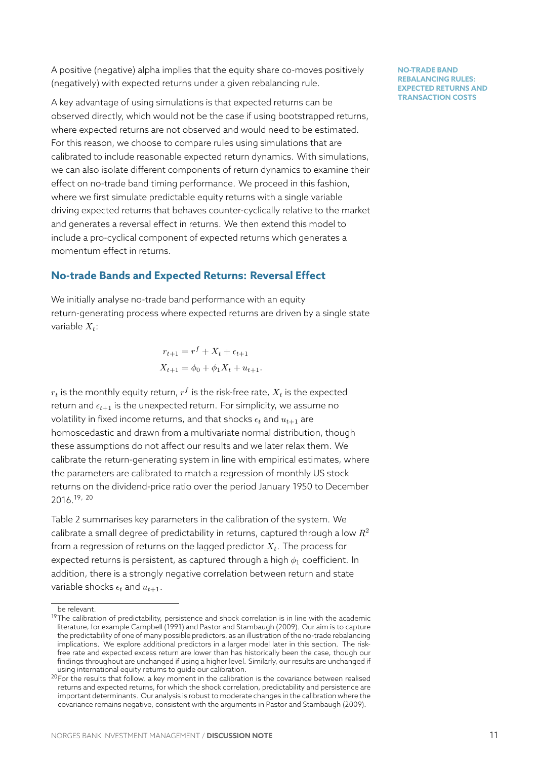A positive (negative) alpha implies that the equity share co-moves positively (negatively) with expected returns under a given rebalancing rule.

A key advantage of using simulations is that expected returns can be observed directly, which would not be the case if using bootstrapped returns, where expected returns are not observed and would need to be estimated. For this reason, we choose to compare rules using simulations that are calibrated to include reasonable expected return dynamics. With simulations, we can also isolate different components of return dynamics to examine their effect on no-trade band timing performance. We proceed in this fashion, where we first simulate predictable equity returns with a single variable driving expected returns that behaves counter-cyclically relative to the market and generates a reversal effect in returns. We then extend this model to include a pro-cyclical component of expected returns which generates a momentum effect in returns.

## No-trade Bands and Expected Returns: Reversal Effect

We initially analyse no-trade band performance with an equity return-generating process where expected returns are driven by a single state variable $X_t$:

$$r_{t+1} = r^f + X_t + \epsilon_{t+1}$$
$$X_{t+1} = \phi_0 + \phi_1 X_t + u_{t+1}.$$

$r_t$ is the monthly equity return, $r^f$ is the risk-free rate, $X_t$ is the expected return and $\epsilon_{t+1}$ is the unexpected return. For simplicity, we assume no volatility in fixed income returns, and that shocks $\epsilon_t$ and $u_{t+1}$ are homoscedastic and drawn from a multivariate normal distribution, though these assumptions do not affect our results and we later relax them. We calibrate the return-generating system in line with empirical estimates, where the parameters are calibrated to match a regression of monthly US stock returns on the dividend-price ratio over the period January 1950 to December 2016.[19, 20]

Table 2 summarises key parameters in the calibration of the system. We calibrate a small degree of predictability in returns, captured through a low $R^2$ from a regression of returns on the lagged predictor $X_t$. The process for expected returns is persistent, as captured through a high $\phi_1$ coefficient. In addition, there is a strongly negative correlation between return and state variable shocks $\epsilon_t$ and $u_{t+1}$.

---

be relevant.

[19] The calibration of predictability, persistence and shock correlation is in line with the academic literature, for example Campbell (1991) and Pastor and Stambaugh (2009). Our aim is to capture the predictability of one of many possible predictors, as an illustration of the no-trade rebalancing implications. We explore additional predictors in a larger model later in this section. The risk-free rate and expected excess return are lower than has historically been the case, though our findings throughout are unchanged if using a higher level. Similarly, our results are unchanged if using international equity returns to guide our calibration.

[20] For the results that follow, a key moment in the calibration is the covariance between realised returns and expected returns, for which the shock correlation, predictability and persistence are important determinants. Our analysis is robust to moderate changes in the calibration where the covariance remains negative, consistent with the arguments in Pastor and Stambaugh (2009).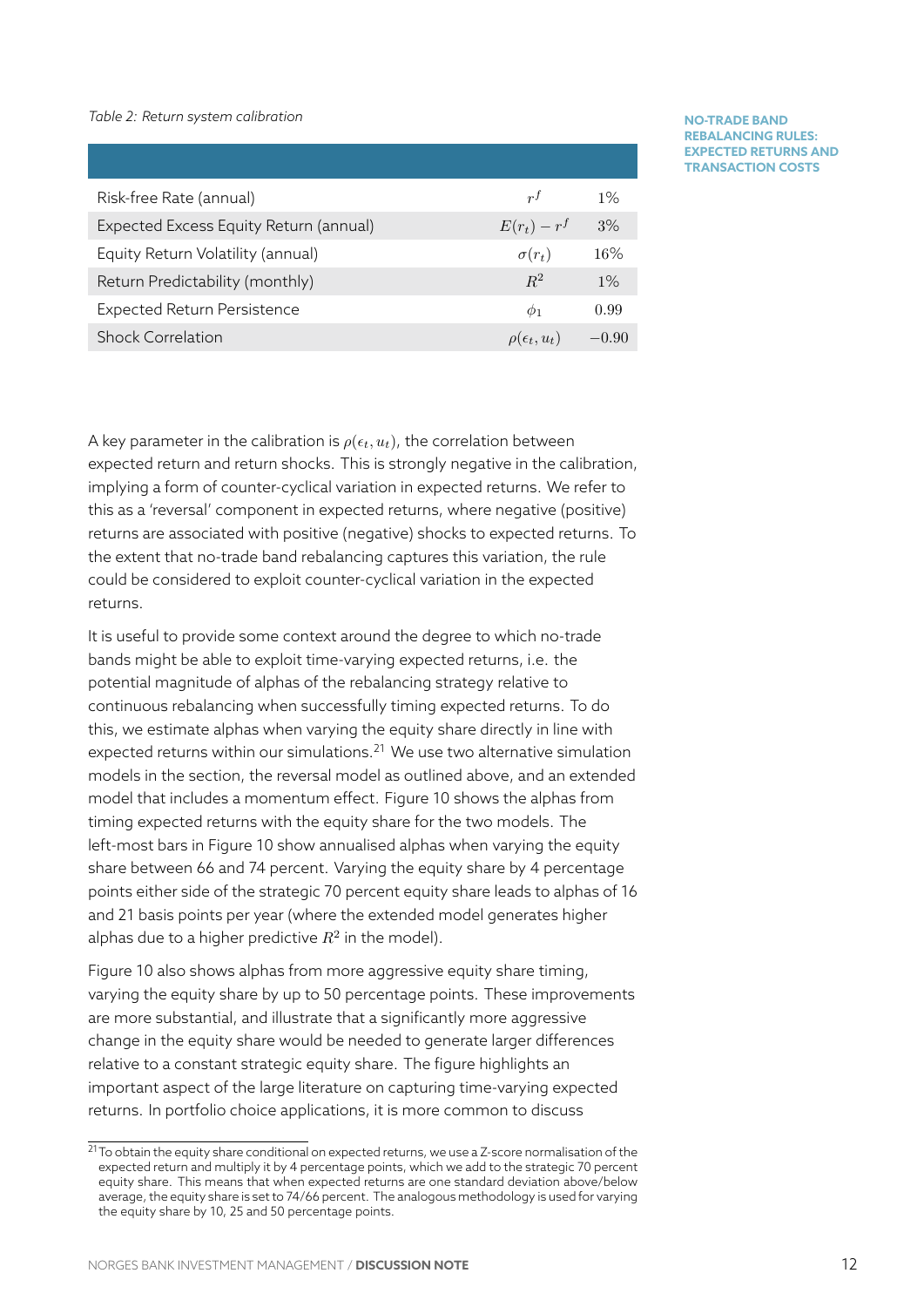*Table 2: Return system calibration*

| | | |
|---|---|---|
| Risk-free Rate (annual) | $r^f$ | 1% |
| Expected Excess Equity Return (annual) | $E(r_t) - r^f$ | 3% |
| Equity Return Volatility (annual) | $\sigma(r_t)$ | 16% |
| Return Predictability (monthly) | $R^2$ | 1% |
| Expected Return Persistence | $\phi_1$ | 0.99 |
| Shock Correlation | $\rho(\epsilon_t, u_t)$ | $-0.90$ |

A key parameter in the calibration is $\rho(\epsilon_t, u_t)$, the correlation between expected return and return shocks. This is strongly negative in the calibration, implying a form of counter-cyclical variation in expected returns. We refer to this as a 'reversal' component in expected returns, where negative (positive) returns are associated with positive (negative) shocks to expected returns. To the extent that no-trade band rebalancing captures this variation, the rule could be considered to exploit counter-cyclical variation in the expected returns.

It is useful to provide some context around the degree to which no-trade bands might be able to exploit time-varying expected returns, i.e. the potential magnitude of alphas of the rebalancing strategy relative to continuous rebalancing when successfully timing expected returns. To do this, we estimate alphas when varying the equity share directly in line with expected returns within our simulations.[21] We use two alternative simulation models in the section, the reversal model as outlined above, and an extended model that includes a momentum effect. Figure 10 shows the alphas from timing expected returns with the equity share for the two models. The left-most bars in Figure 10 show annualised alphas when varying the equity share between 66 and 74 percent. Varying the equity share by 4 percentage points either side of the strategic 70 percent equity share leads to alphas of 16 and 21 basis points per year (where the extended model generates higher alphas due to a higher predictive $R^2$ in the model).

Figure 10 also shows alphas from more aggressive equity share timing, varying the equity share by up to 50 percentage points. These improvements are more substantial, and illustrate that a significantly more aggressive change in the equity share would be needed to generate larger differences relative to a constant strategic equity share. The figure highlights an important aspect of the large literature on capturing time-varying expected returns. In portfolio choice applications, it is more common to discuss

[21] To obtain the equity share conditional on expected returns, we use a Z-score normalisation of the expected return and multiply it by 4 percentage points, which we add to the strategic 70 percent equity share. This means that when expected returns are one standard deviation above/below average, the equity share is set to 74/66 percent. The analogous methodology is used for varying the equity share by 10, 25 and 50 percentage points.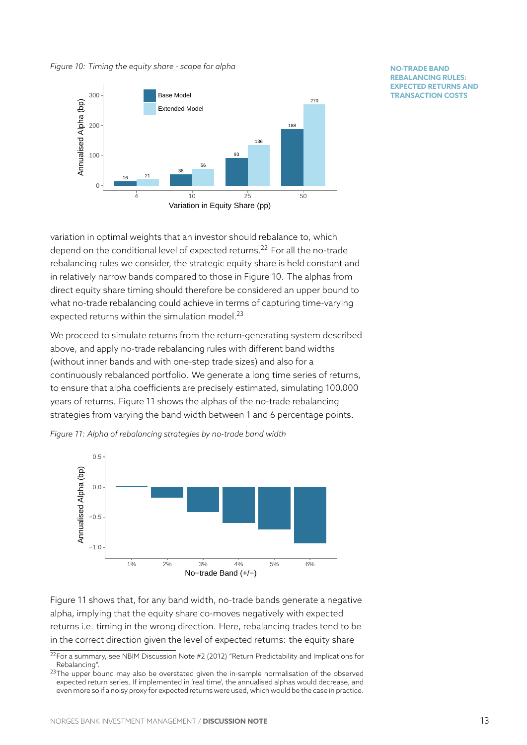*Figure 10: Timing the equity share - scope for alpha*

**NO-TRADE BAND REBALANCING RULES: EXPECTED RETURNS AND TRANSACTION COSTS**

variation in optimal weights that an investor should rebalance to, which depend on the conditional level of expected returns.[22] For all the no-trade rebalancing rules we consider, the strategic equity share is held constant and in relatively narrow bands compared to those in Figure 10. The alphas from direct equity share timing should therefore be considered an upper bound to what no-trade rebalancing could achieve in terms of capturing time-varying expected returns within the simulation model.[23]

We proceed to simulate returns from the return-generating system described above, and apply no-trade rebalancing rules with different band widths (without inner bands and with one-step trade sizes) and also for a continuously rebalanced portfolio. We generate a long time series of returns, to ensure that alpha coefficients are precisely estimated, simulating 100,000 years of returns. Figure 11 shows the alphas of the no-trade rebalancing strategies from varying the band width between 1 and 6 percentage points.

*Figure 11: Alpha of rebalancing strategies by no-trade band width*

Figure 11 shows that, for any band width, no-trade bands generate a negative alpha, implying that the equity share co-moves negatively with expected returns i.e. timing in the wrong direction. Here, rebalancing trades tend to be in the correct direction given the level of expected returns: the equity share

[22] For a summary, see NBIM Discussion Note #2 (2012) "Return Predictability and Implications for Rebalancing".

[23] The upper bound may also be overstated given the in-sample normalisation of the observed expected return series. If implemented in 'real time', the annualised alphas would decrease, and even more so if a noisy proxy for expected returns were used, which would be the case in practice.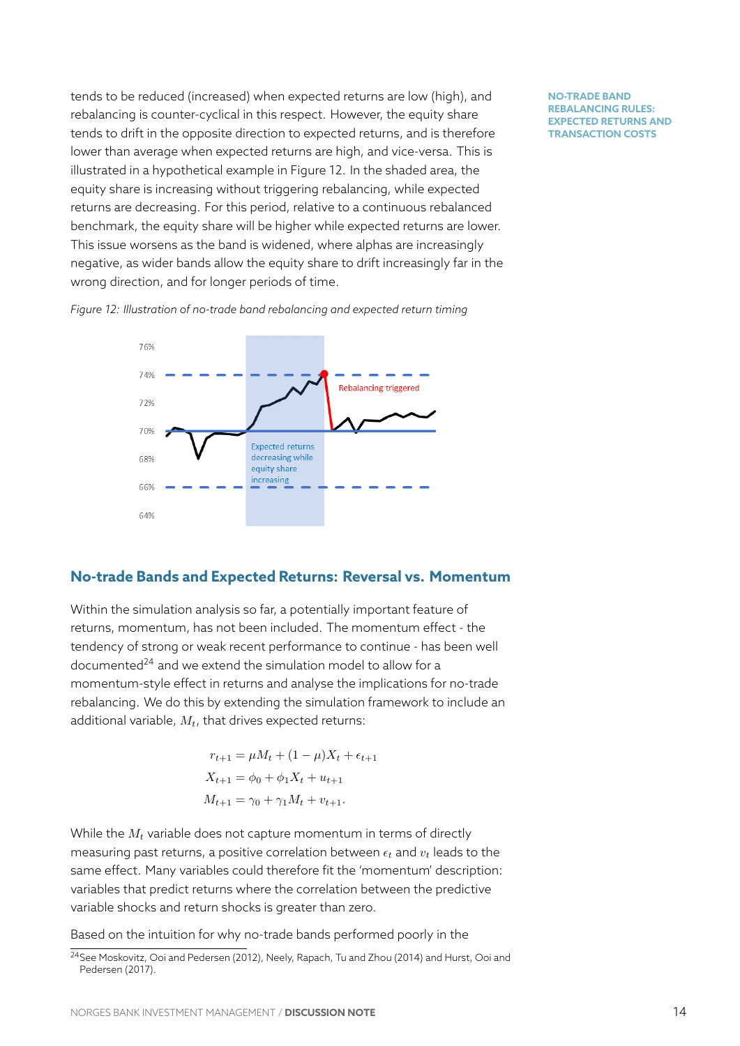tends to be reduced (increased) when expected returns are low (high), and rebalancing is counter-cyclical in this respect. However, the equity share tends to drift in the opposite direction to expected returns, and is therefore lower than average when expected returns are high, and vice-versa. This is illustrated in a hypothetical example in Figure 12. In the shaded area, the equity share is increasing without triggering rebalancing, while expected returns are decreasing. For this period, relative to a continuous rebalanced benchmark, the equity share will be higher while expected returns are lower. This issue worsens as the band is widened, where alphas are increasingly negative, as wider bands allow the equity share to drift increasingly far in the wrong direction, and for longer periods of time.

*Figure 12: Illustration of no-trade band rebalancing and expected return timing*

## No-trade Bands and Expected Returns: Reversal vs. Momentum

Within the simulation analysis so far, a potentially important feature of returns, momentum, has not been included. The momentum effect - the tendency of strong or weak recent performance to continue - has been well documented[24] and we extend the simulation model to allow for a momentum-style effect in returns and analyse the implications for no-trade rebalancing. We do this by extending the simulation framework to include an additional variable, $M_t$, that drives expected returns:

$$
\begin{aligned}
r_{t+1} &= \mu M_t + (1-\mu)X_t + \epsilon_{t+1} \\
X_{t+1} &= \phi_0 + \phi_1 X_t + u_{t+1} \\
M_{t+1} &= \gamma_0 + \gamma_1 M_t + v_{t+1}.
\end{aligned}
$$

While the $M_t$ variable does not capture momentum in terms of directly measuring past returns, a positive correlation between $\epsilon_t$ and $v_t$ leads to the same effect. Many variables could therefore fit the 'momentum' description: variables that predict returns where the correlation between the predictive variable shocks and return shocks is greater than zero.

Based on the intuition for why no-trade bands performed poorly in the

[24] See Moskovitz, Ooi and Pedersen (2012), Neely, Rapach, Tu and Zhou (2014) and Hurst, Ooi and Pedersen (2017).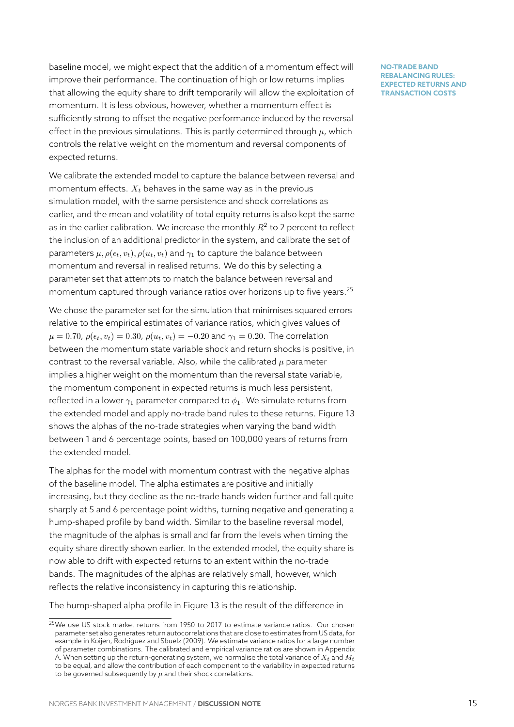baseline model, we might expect that the addition of a momentum effect will improve their performance. The continuation of high or low returns implies that allowing the equity share to drift temporarily will allow the exploitation of momentum. It is less obvious, however, whether a momentum effect is sufficiently strong to offset the negative performance induced by the reversal effect in the previous simulations. This is partly determined through $\mu$, which controls the relative weight on the momentum and reversal components of expected returns.

We calibrate the extended model to capture the balance between reversal and momentum effects. $X_t$ behaves in the same way as in the previous simulation model, with the same persistence and shock correlations as earlier, and the mean and volatility of total equity returns is also kept the same as in the earlier calibration. We increase the monthly $R^2$ to 2 percent to reflect the inclusion of an additional predictor in the system, and calibrate the set of parameters $\mu, \rho(\epsilon_t, v_t), \rho(u_t, v_t)$ and $\gamma_1$ to capture the balance between momentum and reversal in realised returns. We do this by selecting a parameter set that attempts to match the balance between reversal and momentum captured through variance ratios over horizons up to five years.[25]

We chose the parameter set for the simulation that minimises squared errors relative to the empirical estimates of variance ratios, which gives values of $\mu = 0.70$, $\rho(\epsilon_t, v_t) = 0.30$, $\rho(u_t, v_t) = -0.20$ and $\gamma_1 = 0.20$. The correlation between the momentum state variable shock and return shocks is positive, in contrast to the reversal variable. Also, while the calibrated $\mu$ parameter implies a higher weight on the momentum than the reversal state variable, the momentum component in expected returns is much less persistent, reflected in a lower $\gamma_1$ parameter compared to $\phi_1$. We simulate returns from the extended model and apply no-trade band rules to these returns. Figure 13 shows the alphas of the no-trade strategies when varying the band width between 1 and 6 percentage points, based on 100,000 years of returns from the extended model.

The alphas for the model with momentum contrast with the negative alphas of the baseline model. The alpha estimates are positive and initially increasing, but they decline as the no-trade bands widen further and fall quite sharply at 5 and 6 percentage point widths, turning negative and generating a hump-shaped profile by band width. Similar to the baseline reversal model, the magnitude of the alphas is small and far from the levels when timing the equity share directly shown earlier. In the extended model, the equity share is now able to drift with expected returns to an extent within the no-trade bands. The magnitudes of the alphas are relatively small, however, which reflects the relative inconsistency in capturing this relationship.

The hump-shaped alpha profile in Figure 13 is the result of the difference in

[25] We use US stock market returns from 1950 to 2017 to estimate variance ratios. Our chosen parameter set also generates return autocorrelations that are close to estimates from US data, for example in Koijen, Rodriguez and Sbuelz (2009). We estimate variance ratios for a large number of parameter combinations. The calibrated and empirical variance ratios are shown in Appendix A. When setting up the return-generating system, we normalise the total variance of $X_t$ and $M_t$ to be equal, and allow the contribution of each component to the variability in expected returns to be governed subsequently by $\mu$ and their shock correlations.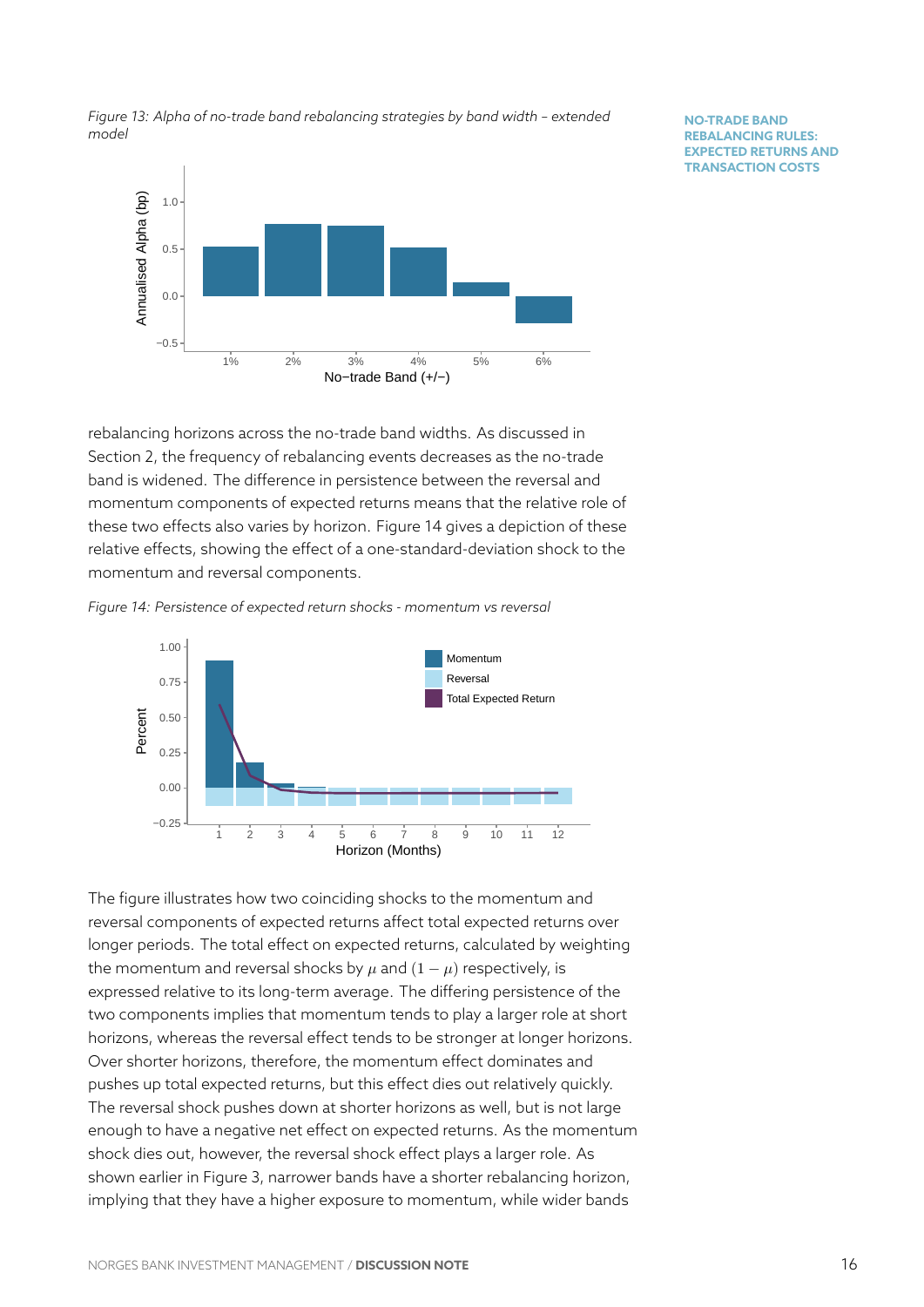*Figure 13: Alpha of no-trade band rebalancing strategies by band width – extended model*

rebalancing horizons across the no-trade band widths. As discussed in Section 2, the frequency of rebalancing events decreases as the no-trade band is widened. The difference in persistence between the reversal and momentum components of expected returns means that the relative role of these two effects also varies by horizon. Figure 14 gives a depiction of these relative effects, showing the effect of a one-standard-deviation shock to the momentum and reversal components.

*Figure 14: Persistence of expected return shocks - momentum vs reversal*

The figure illustrates how two coinciding shocks to the momentum and reversal components of expected returns affect total expected returns over longer periods. The total effect on expected returns, calculated by weighting the momentum and reversal shocks by $\mu$ and $(1 - \mu)$ respectively, is expressed relative to its long-term average. The differing persistence of the two components implies that momentum tends to play a larger role at short horizons, whereas the reversal effect tends to be stronger at longer horizons. Over shorter horizons, therefore, the momentum effect dominates and pushes up total expected returns, but this effect dies out relatively quickly. The reversal shock pushes down at shorter horizons as well, but is not large enough to have a negative net effect on expected returns. As the momentum shock dies out, however, the reversal shock effect plays a larger role. As shown earlier in Figure 3, narrower bands have a shorter rebalancing horizon, implying that they have a higher exposure to momentum, while wider bands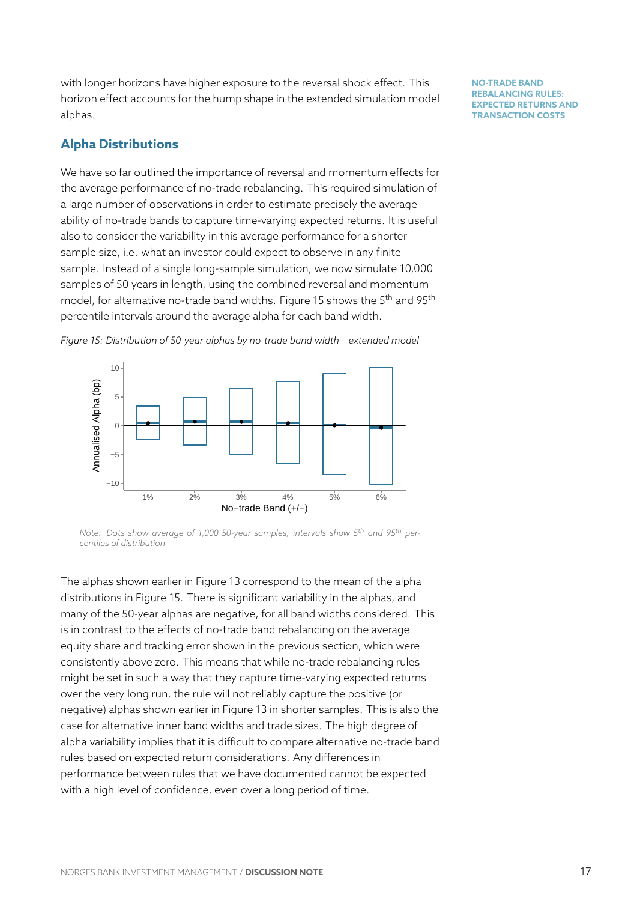with longer horizons have higher exposure to the reversal shock effect. This horizon effect accounts for the hump shape in the extended simulation model alphas.

## Alpha Distributions

We have so far outlined the importance of reversal and momentum effects for the average performance of no-trade rebalancing. This required simulation of a large number of observations in order to estimate precisely the average ability of no-trade bands to capture time-varying expected returns. It is useful also to consider the variability in this average performance for a shorter sample size, i.e. what an investor could expect to observe in any finite sample. Instead of a single long-sample simulation, we now simulate 10,000 samples of 50 years in length, using the combined reversal and momentum model, for alternative no-trade band widths. Figure 15 shows the 5th and 95th percentile intervals around the average alpha for each band width.

*Figure 15: Distribution of 50-year alphas by no-trade band width – extended model*

*Note: Dots show average of 1,000 50-year samples; intervals show 5th and 95th percentiles of distribution*

The alphas shown earlier in Figure 13 correspond to the mean of the alpha distributions in Figure 15. There is significant variability in the alphas, and many of the 50-year alphas are negative, for all band widths considered. This is in contrast to the effects of no-trade band rebalancing on the average equity share and tracking error shown in the previous section, which were consistently above zero. This means that while no-trade rebalancing rules might be set in such a way that they capture time-varying expected returns over the very long run, the rule will not reliably capture the positive (or negative) alphas shown earlier in Figure 13 in shorter samples. This is also the case for alternative inner band widths and trade sizes. The high degree of alpha variability implies that it is difficult to compare alternative no-trade band rules based on expected return considerations. Any differences in performance between rules that we have documented cannot be expected with a high level of confidence, even over a long period of time.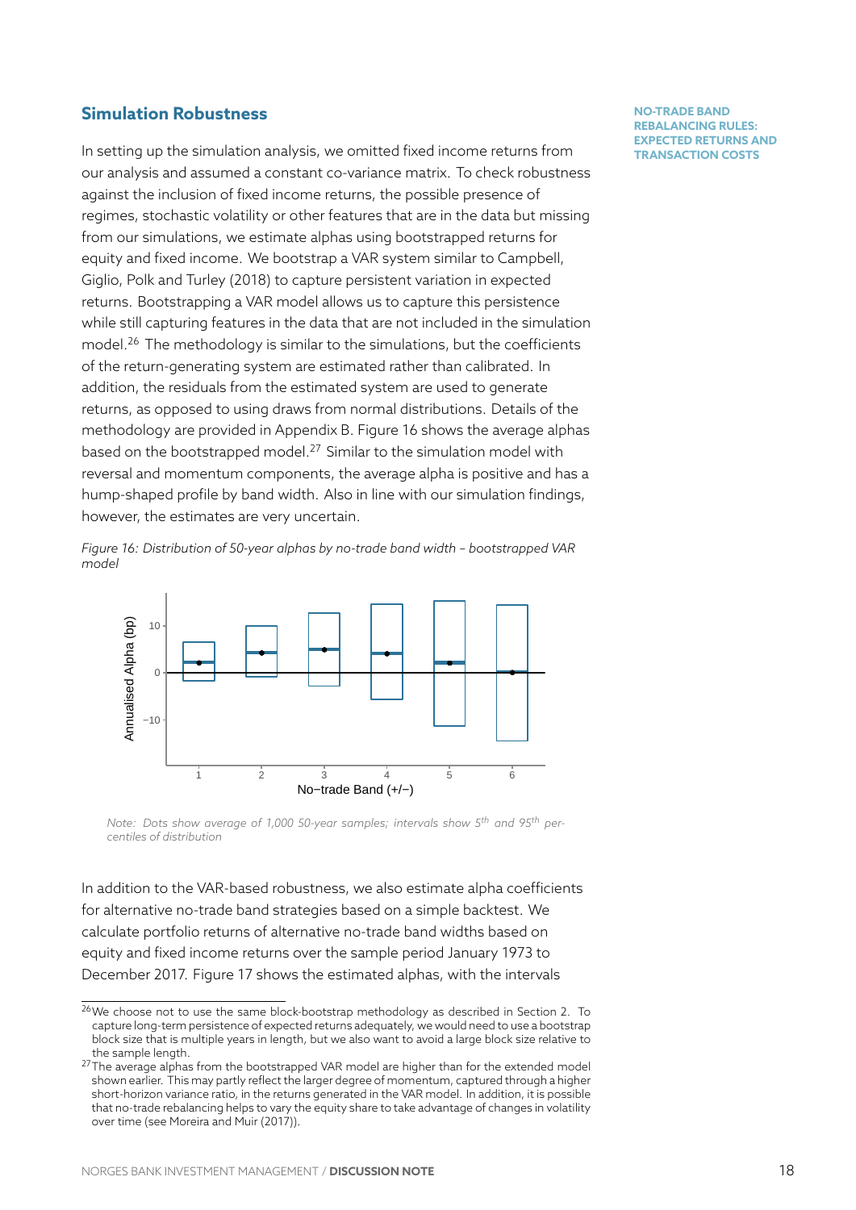## Simulation Robustness

**NO-TRADE BAND REBALANCING RULES: EXPECTED RETURNS AND TRANSACTION COSTS**

In setting up the simulation analysis, we omitted fixed income returns from our analysis and assumed a constant co-variance matrix. To check robustness against the inclusion of fixed income returns, the possible presence of regimes, stochastic volatility or other features that are in the data but missing from our simulations, we estimate alphas using bootstrapped returns for equity and fixed income. We bootstrap a VAR system similar to Campbell, Giglio, Polk and Turley (2018) to capture persistent variation in expected returns. Bootstrapping a VAR model allows us to capture this persistence while still capturing features in the data that are not included in the simulation model.[26] The methodology is similar to the simulations, but the coefficients of the return-generating system are estimated rather than calibrated. In addition, the residuals from the estimated system are used to generate returns, as opposed to using draws from normal distributions. Details of the methodology are provided in Appendix B. Figure 16 shows the average alphas based on the bootstrapped model.[27] Similar to the simulation model with reversal and momentum components, the average alpha is positive and has a hump-shaped profile by band width. Also in line with our simulation findings, however, the estimates are very uncertain.

*Figure 16: Distribution of 50-year alphas by no-trade band width – bootstrapped VAR model*

*Note: Dots show average of 1,000 50-year samples; intervals show 5th and 95th percentiles of distribution*

In addition to the VAR-based robustness, we also estimate alpha coefficients for alternative no-trade band strategies based on a simple backtest. We calculate portfolio returns of alternative no-trade band widths based on equity and fixed income returns over the sample period January 1973 to December 2017. Figure 17 shows the estimated alphas, with the intervals

[26] We choose not to use the same block-bootstrap methodology as described in Section 2. To capture long-term persistence of expected returns adequately, we would need to use a bootstrap block size that is multiple years in length, but we also want to avoid a large block size relative to the sample length.

[27] The average alphas from the bootstrapped VAR model are higher than for the extended model shown earlier. This may partly reflect the larger degree of momentum, captured through a higher short-horizon variance ratio, in the returns generated in the VAR model. In addition, it is possible that no-trade rebalancing helps to vary the equity share to take advantage of changes in volatility over time (see Moreira and Muir (2017)).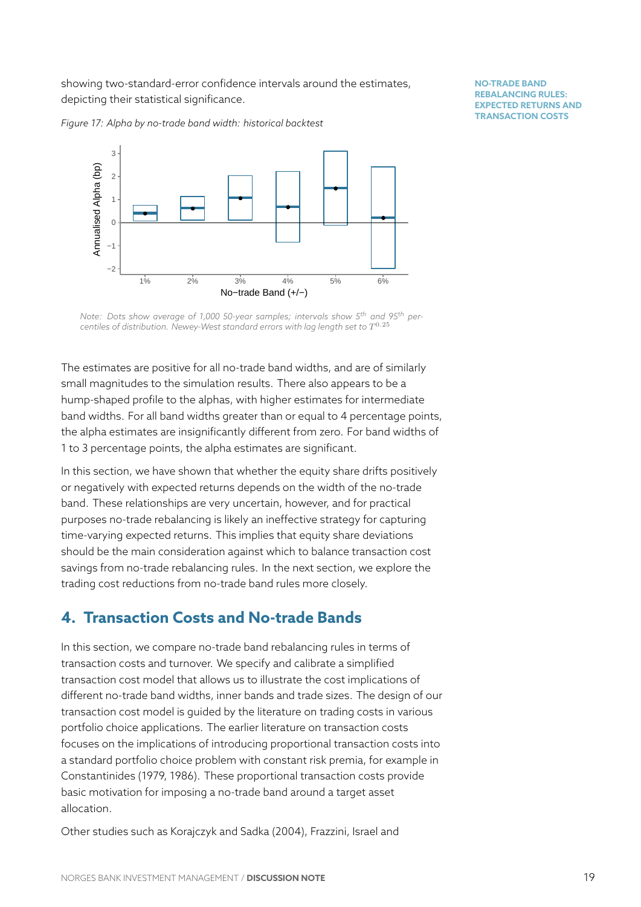showing two-standard-error confidence intervals around the estimates, depicting their statistical significance.

*Figure 17: Alpha by no-trade band width: historical backtest*

*Note: Dots show average of 1,000 50-year samples; intervals show 5th and 95th percentiles of distribution. Newey-West standard errors with lag length set to $T^{0.25}$*

The estimates are positive for all no-trade band widths, and are of similarly small magnitudes to the simulation results. There also appears to be a hump-shaped profile to the alphas, with higher estimates for intermediate band widths. For all band widths greater than or equal to 4 percentage points, the alpha estimates are insignificantly different from zero. For band widths of 1 to 3 percentage points, the alpha estimates are significant.

In this section, we have shown that whether the equity share drifts positively or negatively with expected returns depends on the width of the no-trade band. These relationships are very uncertain, however, and for practical purposes no-trade rebalancing is likely an ineffective strategy for capturing time-varying expected returns. This implies that equity share deviations should be the main consideration against which to balance transaction cost savings from no-trade rebalancing rules. In the next section, we explore the trading cost reductions from no-trade band rules more closely.

## 4. Transaction Costs and No-trade Bands

In this section, we compare no-trade band rebalancing rules in terms of transaction costs and turnover. We specify and calibrate a simplified transaction cost model that allows us to illustrate the cost implications of different no-trade band widths, inner bands and trade sizes. The design of our transaction cost model is guided by the literature on trading costs in various portfolio choice applications. The earlier literature on transaction costs focuses on the implications of introducing proportional transaction costs into a standard portfolio choice problem with constant risk premia, for example in Constantinides (1979, 1986). These proportional transaction costs provide basic motivation for imposing a no-trade band around a target asset allocation.

Other studies such as Korajczyk and Sadka (2004), Frazzini, Israel and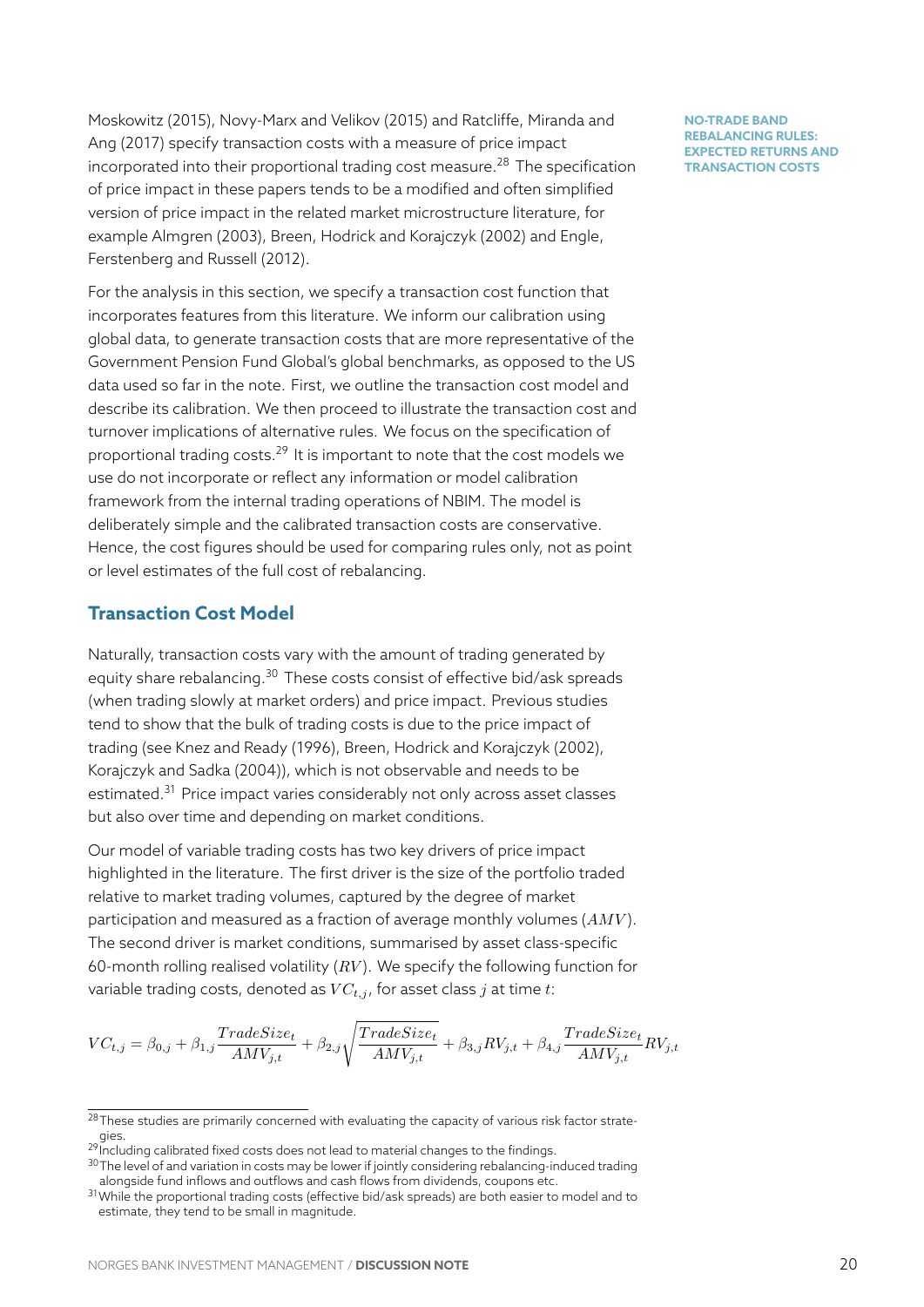Moskowitz (2015), Novy-Marx and Velikov (2015) and Ratcliffe, Miranda and Ang (2017) specify transaction costs with a measure of price impact incorporated into their proportional trading cost measure.[28] The specification of price impact in these papers tends to be a modified and often simplified version of price impact in the related market microstructure literature, for example Almgren (2003), Breen, Hodrick and Korajczyk (2002) and Engle, Ferstenberg and Russell (2012).

For the analysis in this section, we specify a transaction cost function that incorporates features from this literature. We inform our calibration using global data, to generate transaction costs that are more representative of the Government Pension Fund Global's global benchmarks, as opposed to the US data used so far in the note. First, we outline the transaction cost model and describe its calibration. We then proceed to illustrate the transaction cost and turnover implications of alternative rules. We focus on the specification of proportional trading costs.[29] It is important to note that the cost models we use do not incorporate or reflect any information or model calibration framework from the internal trading operations of NBIM. The model is deliberately simple and the calibrated transaction costs are conservative. Hence, the cost figures should be used for comparing rules only, not as point or level estimates of the full cost of rebalancing.

## Transaction Cost Model

Naturally, transaction costs vary with the amount of trading generated by equity share rebalancing.[30] These costs consist of effective bid/ask spreads (when trading slowly at market orders) and price impact. Previous studies tend to show that the bulk of trading costs is due to the price impact of trading (see Knez and Ready (1996), Breen, Hodrick and Korajczyk (2002), Korajczyk and Sadka (2004)), which is not observable and needs to be estimated.[31] Price impact varies considerably not only across asset classes but also over time and depending on market conditions.

Our model of variable trading costs has two key drivers of price impact highlighted in the literature. The first driver is the size of the portfolio traded relative to market trading volumes, captured by the degree of market participation and measured as a fraction of average monthly volumes ($AMV$). The second driver is market conditions, summarised by asset class-specific 60-month rolling realised volatility ($RV$). We specify the following function for variable trading costs, denoted as $VC_{t,j}$, for asset class $j$ at time $t$:

$$VC_{t,j} = \beta_{0,j} + \beta_{1,j}\frac{TradeSize_t}{AMV_{j,t}} + \beta_{2,j}\sqrt{\frac{TradeSize_t}{AMV_{j,t}}} + \beta_{3,j}RV_{j,t} + \beta_{4,j}\frac{TradeSize_t}{AMV_{j,t}}RV_{j,t}$$

---

[28] These studies are primarily concerned with evaluating the capacity of various risk factor strategies.

[29] Including calibrated fixed costs does not lead to material changes to the findings.

[30] The level of and variation in costs may be lower if jointly considering rebalancing-induced trading alongside fund inflows and outflows and cash flows from dividends, coupons etc.

[31] While the proportional trading costs (effective bid/ask spreads) are both easier to model and to estimate, they tend to be small in magnitude.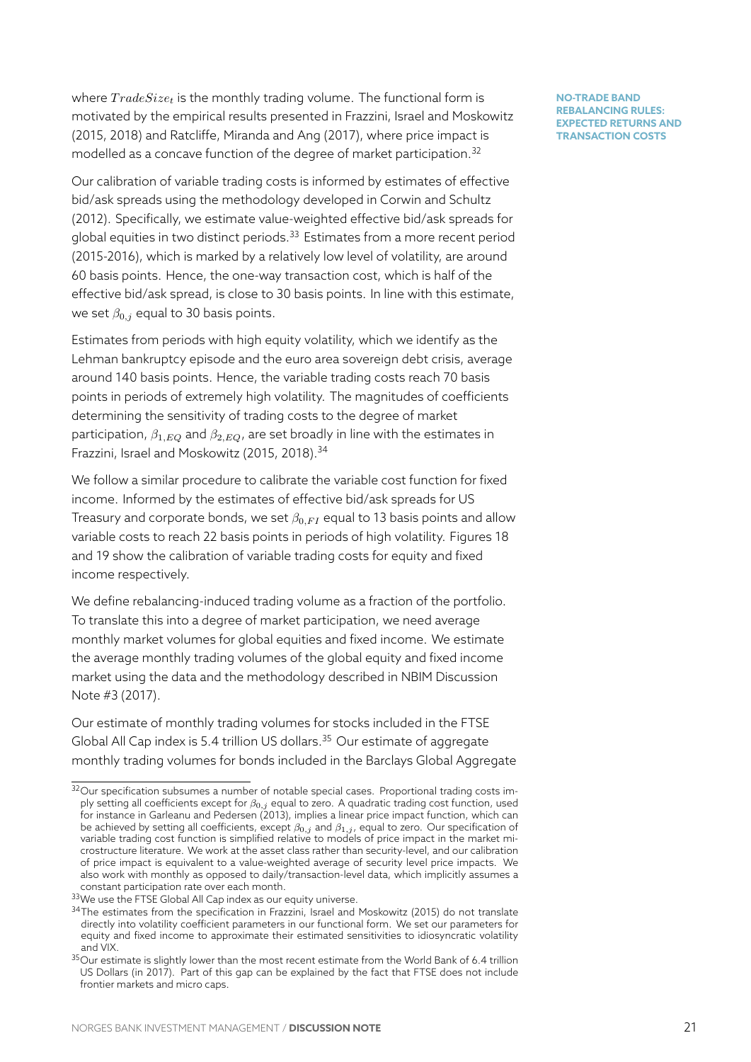where $TradeSize_t$ is the monthly trading volume. The functional form is motivated by the empirical results presented in Frazzini, Israel and Moskowitz (2015, 2018) and Ratcliffe, Miranda and Ang (2017), where price impact is modelled as a concave function of the degree of market participation.[32]

Our calibration of variable trading costs is informed by estimates of effective bid/ask spreads using the methodology developed in Corwin and Schultz (2012). Specifically, we estimate value-weighted effective bid/ask spreads for global equities in two distinct periods.[33] Estimates from a more recent period (2015-2016), which is marked by a relatively low level of volatility, are around 60 basis points. Hence, the one-way transaction cost, which is half of the effective bid/ask spread, is close to 30 basis points. In line with this estimate, we set $\beta_{0,j}$ equal to 30 basis points.

Estimates from periods with high equity volatility, which we identify as the Lehman bankruptcy episode and the euro area sovereign debt crisis, average around 140 basis points. Hence, the variable trading costs reach 70 basis points in periods of extremely high volatility. The magnitudes of coefficients determining the sensitivity of trading costs to the degree of market participation, $\beta_{1,EQ}$ and $\beta_{2,EQ}$, are set broadly in line with the estimates in Frazzini, Israel and Moskowitz (2015, 2018).[34]

We follow a similar procedure to calibrate the variable cost function for fixed income. Informed by the estimates of effective bid/ask spreads for US Treasury and corporate bonds, we set $\beta_{0,FI}$ equal to 13 basis points and allow variable costs to reach 22 basis points in periods of high volatility. Figures 18 and 19 show the calibration of variable trading costs for equity and fixed income respectively.

We define rebalancing-induced trading volume as a fraction of the portfolio. To translate this into a degree of market participation, we need average monthly market volumes for global equities and fixed income. We estimate the average monthly trading volumes of the global equity and fixed income market using the data and the methodology described in NBIM Discussion Note #3 (2017).

Our estimate of monthly trading volumes for stocks included in the FTSE Global All Cap index is 5.4 trillion US dollars.[35] Our estimate of aggregate monthly trading volumes for bonds included in the Barclays Global Aggregate

---

[32] Our specification subsumes a number of notable special cases. Proportional trading costs imply setting all coefficients except for $\beta_{0,j}$ equal to zero. A quadratic trading cost function, used for instance in Garleanu and Pedersen (2013), implies a linear price impact function, which can be achieved by setting all coefficients, except $\beta_{0,j}$ and $\beta_{1,j}$, equal to zero. Our specification of variable trading cost function is simplified relative to models of price impact in the market microstructure literature. We work at the asset class rather than security-level, and our calibration of price impact is equivalent to a value-weighted average of security level price impacts. We also work with monthly as opposed to daily/transaction-level data, which implicitly assumes a constant participation rate over each month.

[33] We use the FTSE Global All Cap index as our equity universe.

[34] The estimates from the specification in Frazzini, Israel and Moskowitz (2015) do not translate directly into volatility coefficient parameters in our functional form. We set our parameters for equity and fixed income to approximate their estimated sensitivities to idiosyncratic volatility and VIX.

[35] Our estimate is slightly lower than the most recent estimate from the World Bank of 6.4 trillion US Dollars (in 2017). Part of this gap can be explained by the fact that FTSE does not include frontier markets and micro caps.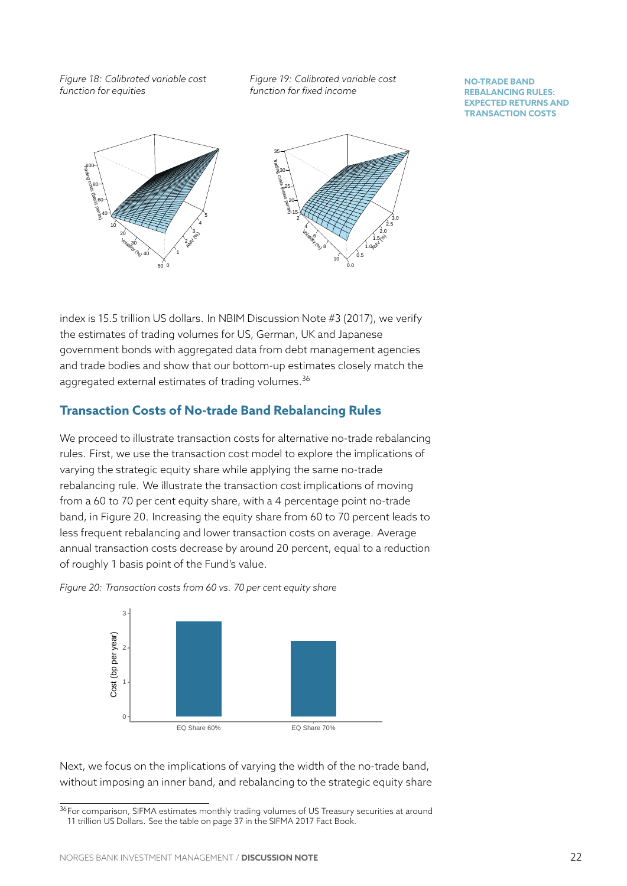*Figure 18: Calibrated variable cost function for equities*

*Figure 19: Calibrated variable cost function for fixed income*

index is 15.5 trillion US dollars. In NBIM Discussion Note #3 (2017), we verify the estimates of trading volumes for US, German, UK and Japanese government bonds with aggregated data from debt management agencies and trade bodies and show that our bottom-up estimates closely match the aggregated external estimates of trading volumes.[36]

## Transaction Costs of No-trade Band Rebalancing Rules

We proceed to illustrate transaction costs for alternative no-trade rebalancing rules. First, we use the transaction cost model to explore the implications of varying the strategic equity share while applying the same no-trade rebalancing rule. We illustrate the transaction cost implications of moving from a 60 to 70 per cent equity share, with a 4 percentage point no-trade band, in Figure 20. Increasing the equity share from 60 to 70 percent leads to less frequent rebalancing and lower transaction costs on average. Average annual transaction costs decrease by around 20 percent, equal to a reduction of roughly 1 basis point of the Fund's value.

*Figure 20: Transaction costs from 60 vs. 70 per cent equity share*

Next, we focus on the implications of varying the width of the no-trade band, without imposing an inner band, and rebalancing to the strategic equity share

[36] For comparison, SIFMA estimates monthly trading volumes of US Treasury securities at around 11 trillion US Dollars. See the table on page 37 in the SIFMA 2017 Fact Book.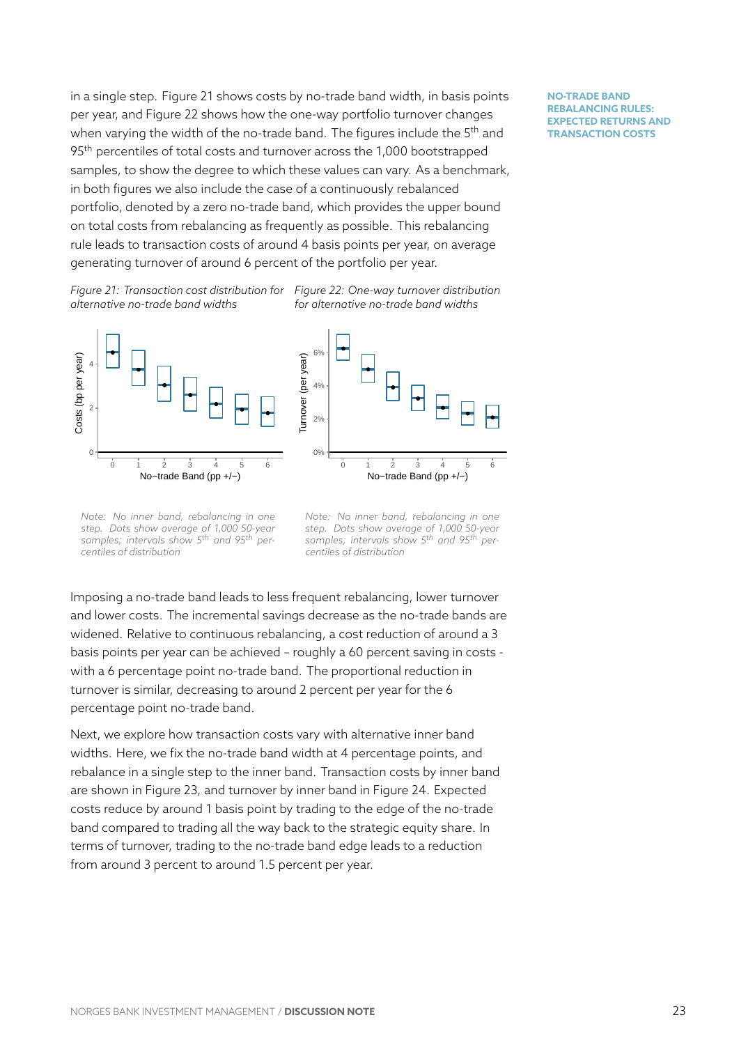in a single step. Figure 21 shows costs by no-trade band width, in basis points per year, and Figure 22 shows how the one-way portfolio turnover changes when varying the width of the no-trade band. The figures include the 5th and 95th percentiles of total costs and turnover across the 1,000 bootstrapped samples, to show the degree to which these values can vary. As a benchmark, in both figures we also include the case of a continuously rebalanced portfolio, denoted by a zero no-trade band, which provides the upper bound on total costs from rebalancing as frequently as possible. This rebalancing rule leads to transaction costs of around 4 basis points per year, on average generating turnover of around 6 percent of the portfolio per year.

*Figure 21: Transaction cost distribution for alternative no-trade band widths*

*Note: No inner band, rebalancing in one step. Dots show average of 1,000 50-year samples; intervals show 5th and 95th percentiles of distribution*

*Figure 22: One-way turnover distribution for alternative no-trade band widths*

*Note: No inner band, rebalancing in one step. Dots show average of 1,000 50-year samples; intervals show 5th and 95th percentiles of distribution*

Imposing a no-trade band leads to less frequent rebalancing, lower turnover and lower costs. The incremental savings decrease as the no-trade bands are widened. Relative to continuous rebalancing, a cost reduction of around a 3 basis points per year can be achieved – roughly a 60 percent saving in costs - with a 6 percentage point no-trade band. The proportional reduction in turnover is similar, decreasing to around 2 percent per year for the 6 percentage point no-trade band.

Next, we explore how transaction costs vary with alternative inner band widths. Here, we fix the no-trade band width at 4 percentage points, and rebalance in a single step to the inner band. Transaction costs by inner band are shown in Figure 23, and turnover by inner band in Figure 24. Expected costs reduce by around 1 basis point by trading to the edge of the no-trade band compared to trading all the way back to the strategic equity share. In terms of turnover, trading to the no-trade band edge leads to a reduction from around 3 percent to around 1.5 percent per year.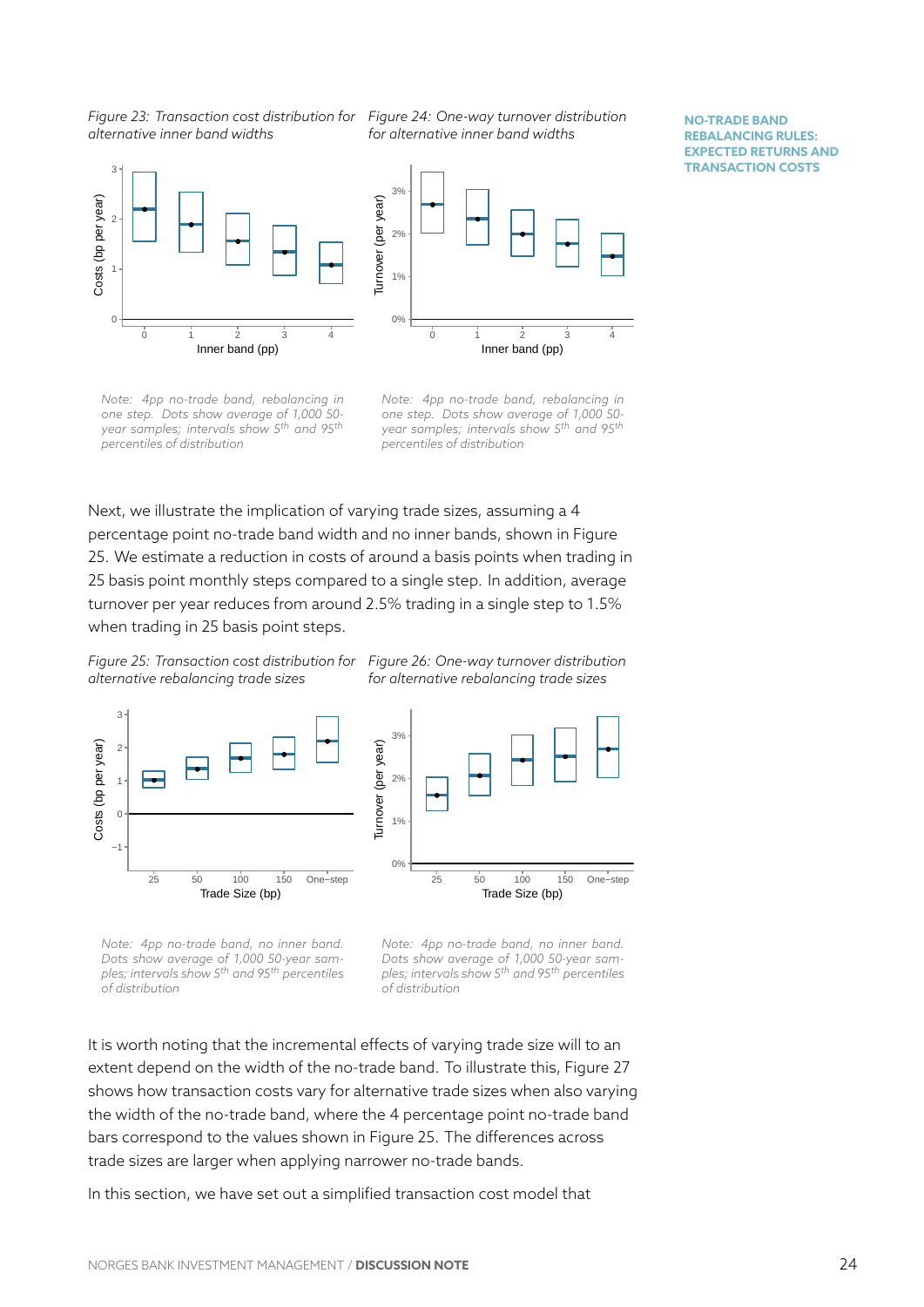Figure 23: Transaction cost distribution for alternative inner band widths

Note: 4pp no-trade band, rebalancing in one step. Dots show average of 1,000 50-year samples; intervals show 5th and 95th percentiles of distribution

Figure 24: One-way turnover distribution for alternative inner band widths

Note: 4pp no-trade band, rebalancing in one step. Dots show average of 1,000 50-year samples; intervals show 5th and 95th percentiles of distribution

Next, we illustrate the implication of varying trade sizes, assuming a 4 percentage point no-trade band width and no inner bands, shown in Figure 25. We estimate a reduction in costs of around a basis points when trading in 25 basis point monthly steps compared to a single step. In addition, average turnover per year reduces from around 2.5% trading in a single step to 1.5% when trading in 25 basis point steps.

Figure 25: Transaction cost distribution for alternative rebalancing trade sizes

Note: 4pp no-trade band, no inner band. Dots show average of 1,000 50-year samples; intervals show 5th and 95th percentiles of distribution

Figure 26: One-way turnover distribution for alternative rebalancing trade sizes

Note: 4pp no-trade band, no inner band. Dots show average of 1,000 50-year samples; intervals show 5th and 95th percentiles of distribution

It is worth noting that the incremental effects of varying trade size will to an extent depend on the width of the no-trade band. To illustrate this, Figure 27 shows how transaction costs vary for alternative trade sizes when also varying the width of the no-trade band, where the 4 percentage point no-trade band bars correspond to the values shown in Figure 25. The differences across trade sizes are larger when applying narrower no-trade bands.

In this section, we have set out a simplified transaction cost model that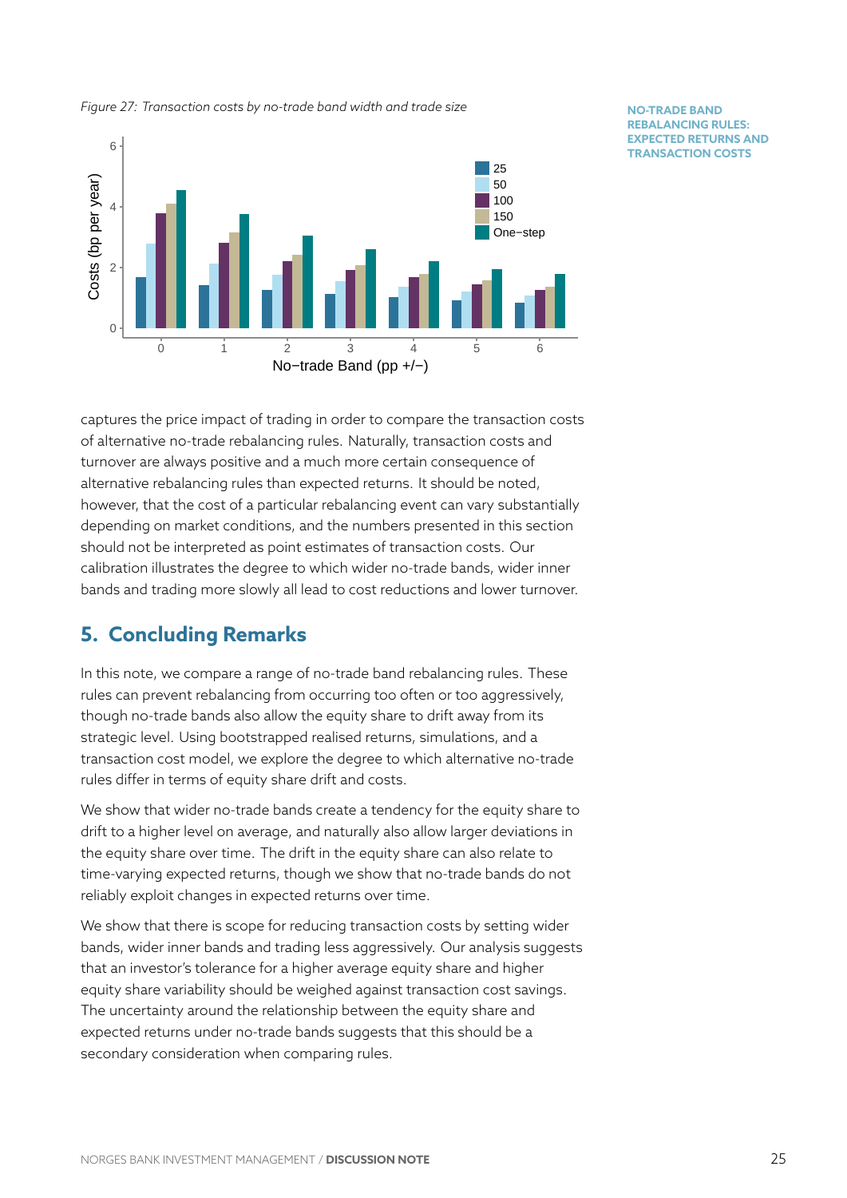*Figure 27: Transaction costs by no-trade band width and trade size*

**NO-TRADE BAND REBALANCING RULES: EXPECTED RETURNS AND TRANSACTION COSTS**

captures the price impact of trading in order to compare the transaction costs of alternative no-trade rebalancing rules. Naturally, transaction costs and turnover are always positive and a much more certain consequence of alternative rebalancing rules than expected returns. It should be noted, however, that the cost of a particular rebalancing event can vary substantially depending on market conditions, and the numbers presented in this section should not be interpreted as point estimates of transaction costs. Our calibration illustrates the degree to which wider no-trade bands, wider inner bands and trading more slowly all lead to cost reductions and lower turnover.

## 5. Concluding Remarks

In this note, we compare a range of no-trade band rebalancing rules. These rules can prevent rebalancing from occurring too often or too aggressively, though no-trade bands also allow the equity share to drift away from its strategic level. Using bootstrapped realised returns, simulations, and a transaction cost model, we explore the degree to which alternative no-trade rules differ in terms of equity share drift and costs.

We show that wider no-trade bands create a tendency for the equity share to drift to a higher level on average, and naturally also allow larger deviations in the equity share over time. The drift in the equity share can also relate to time-varying expected returns, though we show that no-trade bands do not reliably exploit changes in expected returns over time.

We show that there is scope for reducing transaction costs by setting wider bands, wider inner bands and trading less aggressively. Our analysis suggests that an investor's tolerance for a higher average equity share and higher equity share variability should be weighed against transaction cost savings. The uncertainty around the relationship between the equity share and expected returns under no-trade bands suggests that this should be a secondary consideration when comparing rules.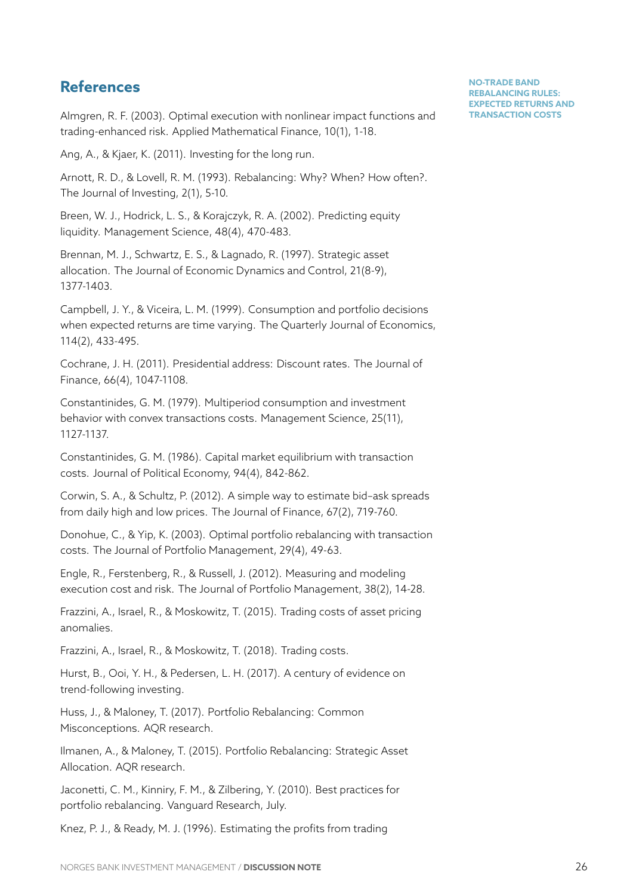## References

Almgren, R. F. (2003). Optimal execution with nonlinear impact functions and trading-enhanced risk. Applied Mathematical Finance, 10(1), 1-18.

Ang, A., & Kjaer, K. (2011). Investing for the long run.

Arnott, R. D., & Lovell, R. M. (1993). Rebalancing: Why? When? How often?. The Journal of Investing, 2(1), 5-10.

Breen, W. J., Hodrick, L. S., & Korajczyk, R. A. (2002). Predicting equity liquidity. Management Science, 48(4), 470-483.

Brennan, M. J., Schwartz, E. S., & Lagnado, R. (1997). Strategic asset allocation. The Journal of Economic Dynamics and Control, 21(8-9), 1377-1403.

Campbell, J. Y., & Viceira, L. M. (1999). Consumption and portfolio decisions when expected returns are time varying. The Quarterly Journal of Economics, 114(2), 433-495.

Cochrane, J. H. (2011). Presidential address: Discount rates. The Journal of Finance, 66(4), 1047-1108.

Constantinides, G. M. (1979). Multiperiod consumption and investment behavior with convex transactions costs. Management Science, 25(11), 1127-1137.

Constantinides, G. M. (1986). Capital market equilibrium with transaction costs. Journal of Political Economy, 94(4), 842-862.

Corwin, S. A., & Schultz, P. (2012). A simple way to estimate bid–ask spreads from daily high and low prices. The Journal of Finance, 67(2), 719-760.

Donohue, C., & Yip, K. (2003). Optimal portfolio rebalancing with transaction costs. The Journal of Portfolio Management, 29(4), 49-63.

Engle, R., Ferstenberg, R., & Russell, J. (2012). Measuring and modeling execution cost and risk. The Journal of Portfolio Management, 38(2), 14-28.

Frazzini, A., Israel, R., & Moskowitz, T. (2015). Trading costs of asset pricing anomalies.

Frazzini, A., Israel, R., & Moskowitz, T. (2018). Trading costs.

Hurst, B., Ooi, Y. H., & Pedersen, L. H. (2017). A century of evidence on trend-following investing.

Huss, J., & Maloney, T. (2017). Portfolio Rebalancing: Common Misconceptions. AQR research.

Ilmanen, A., & Maloney, T. (2015). Portfolio Rebalancing: Strategic Asset Allocation. AQR research.

Jaconetti, C. M., Kinniry, F. M., & Zilbering, Y. (2010). Best practices for portfolio rebalancing. Vanguard Research, July.

Knez, P. J., & Ready, M. J. (1996). Estimating the profits from trading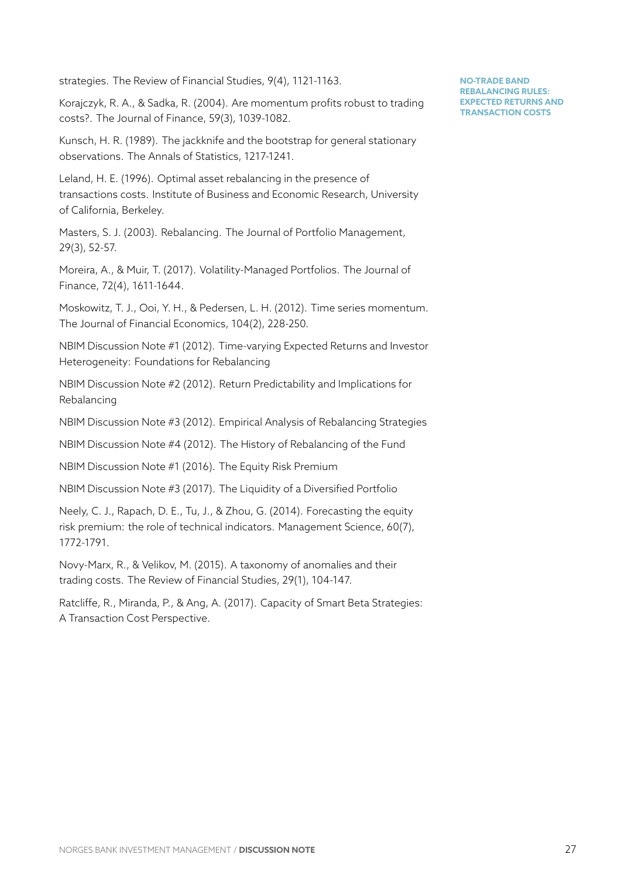strategies. The Review of Financial Studies, 9(4), 1121-1163.

Korajczyk, R. A., & Sadka, R. (2004). Are momentum profits robust to trading costs?. The Journal of Finance, 59(3), 1039-1082.

Kunsch, H. R. (1989). The jackknife and the bootstrap for general stationary observations. The Annals of Statistics, 1217-1241.

Leland, H. E. (1996). Optimal asset rebalancing in the presence of transactions costs. Institute of Business and Economic Research, University of California, Berkeley.

Masters, S. J. (2003). Rebalancing. The Journal of Portfolio Management, 29(3), 52-57.

Moreira, A., & Muir, T. (2017). Volatility-Managed Portfolios. The Journal of Finance, 72(4), 1611-1644.

Moskowitz, T. J., Ooi, Y. H., & Pedersen, L. H. (2012). Time series momentum. The Journal of Financial Economics, 104(2), 228-250.

NBIM Discussion Note #1 (2012). Time-varying Expected Returns and Investor Heterogeneity: Foundations for Rebalancing

NBIM Discussion Note #2 (2012). Return Predictability and Implications for Rebalancing

NBIM Discussion Note #3 (2012). Empirical Analysis of Rebalancing Strategies

NBIM Discussion Note #4 (2012). The History of Rebalancing of the Fund

NBIM Discussion Note #1 (2016). The Equity Risk Premium

NBIM Discussion Note #3 (2017). The Liquidity of a Diversified Portfolio

Neely, C. J., Rapach, D. E., Tu, J., & Zhou, G. (2014). Forecasting the equity risk premium: the role of technical indicators. Management Science, 60(7), 1772-1791.

Novy-Marx, R., & Velikov, M. (2015). A taxonomy of anomalies and their trading costs. The Review of Financial Studies, 29(1), 104-147.

Ratcliffe, R., Miranda, P., & Ang, A. (2017). Capacity of Smart Beta Strategies: A Transaction Cost Perspective.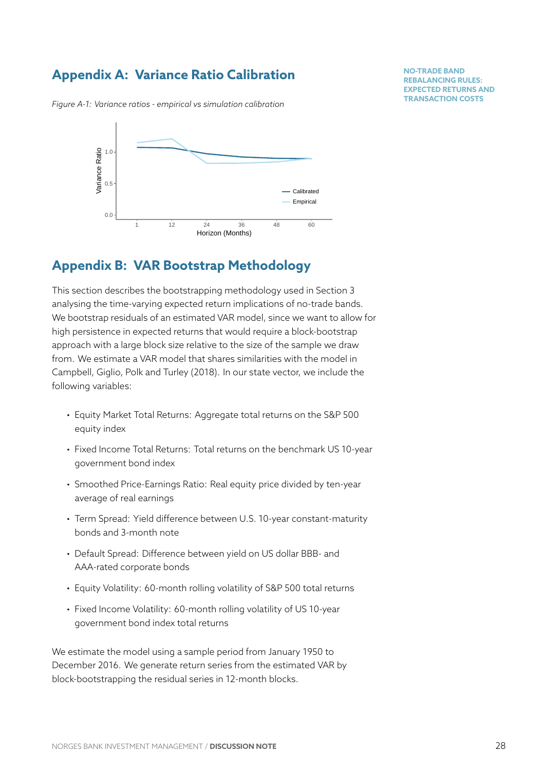## Appendix A: Variance Ratio Calibration

*Figure A-1: Variance ratios - empirical vs simulation calibration*

Variance Ratio
1.0
0.5
0.0
1
12
24
36
48
60
Horizon (Months)
Calibrated
Empirical

## Appendix B: VAR Bootstrap Methodology

This section describes the bootstrapping methodology used in Section 3 analysing the time-varying expected return implications of no-trade bands. We bootstrap residuals of an estimated VAR model, since we want to allow for high persistence in expected returns that would require a block-bootstrap approach with a large block size relative to the size of the sample we draw from. We estimate a VAR model that shares similarities with the model in Campbell, Giglio, Polk and Turley (2018). In our state vector, we include the following variables:

- Equity Market Total Returns: Aggregate total returns on the S&P 500 equity index
- Fixed Income Total Returns: Total returns on the benchmark US 10-year government bond index
- Smoothed Price-Earnings Ratio: Real equity price divided by ten-year average of real earnings
- Term Spread: Yield difference between U.S. 10-year constant-maturity bonds and 3-month note
- Default Spread: Difference between yield on US dollar BBB- and AAA-rated corporate bonds
- Equity Volatility: 60-month rolling volatility of S&P 500 total returns
- Fixed Income Volatility: 60-month rolling volatility of US 10-year government bond index total returns

We estimate the model using a sample period from January 1950 to December 2016. We generate return series from the estimated VAR by block-bootstrapping the residual series in 12-month blocks.